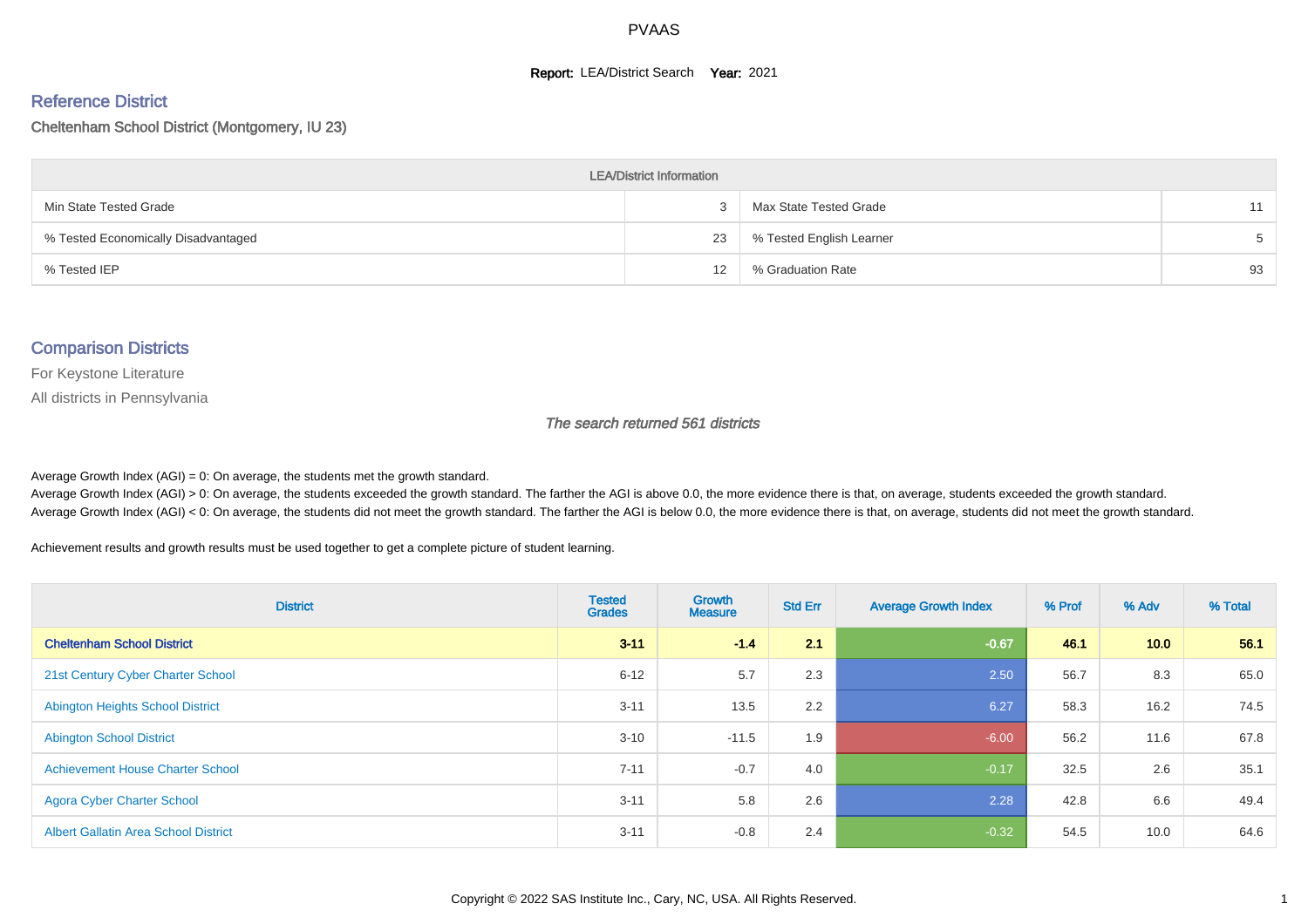# PVAAS

**Report:** LEA/District Search **Year:** 2021

## Reference District

Cheltenham School District (Montgomery, IU 23)

| LEA/District Information | | | |
|---|---|---|---|
| Min State Tested Grade | 3 | Max State Tested Grade | 11 |
| % Tested Economically Disadvantaged | 23 | % Tested English Learner | 5 |
| % Tested IEP | 12 | % Graduation Rate | 93 |

## Comparison Districts

For Keystone Literature

All districts in Pennsylvania

*The search returned 561 districts*

Average Growth Index (AGI) = 0: On average, the students met the growth standard.
Average Growth Index (AGI) > 0: On average, the students exceeded the growth standard. The farther the AGI is above 0.0, the more evidence there is that, on average, students exceeded the growth standard.
Average Growth Index (AGI) < 0: On average, the students did not meet the growth standard. The farther the AGI is below 0.0, the more evidence there is that, on average, students did not meet the growth standard.

Achievement results and growth results must be used together to get a complete picture of student learning.

| District | Tested Grades | Growth Measure | Std Err | Average Growth Index | % Prof | % Adv | % Total |
|---|---|---|---|---|---|---|---|
| **Cheltenham School District** | **3-11** | **-1.4** | **2.1** | **-0.67** | **46.1** | **10.0** | **56.1** |
| 21st Century Cyber Charter School | 6-12 | 5.7 | 2.3 | 2.50 | 56.7 | 8.3 | 65.0 |
| Abington Heights School District | 3-11 | 13.5 | 2.2 | 6.27 | 58.3 | 16.2 | 74.5 |
| Abington School District | 3-10 | -11.5 | 1.9 | -6.00 | 56.2 | 11.6 | 67.8 |
| Achievement House Charter School | 7-11 | -0.7 | 4.0 | -0.17 | 32.5 | 2.6 | 35.1 |
| Agora Cyber Charter School | 3-11 | 5.8 | 2.6 | 2.28 | 42.8 | 6.6 | 49.4 |
| Albert Gallatin Area School District | 3-11 | -0.8 | 2.4 | -0.32 | 54.5 | 10.0 | 64.6 |

Copyright © 2022 SAS Institute Inc., Cary, NC, USA. All Rights Reserved.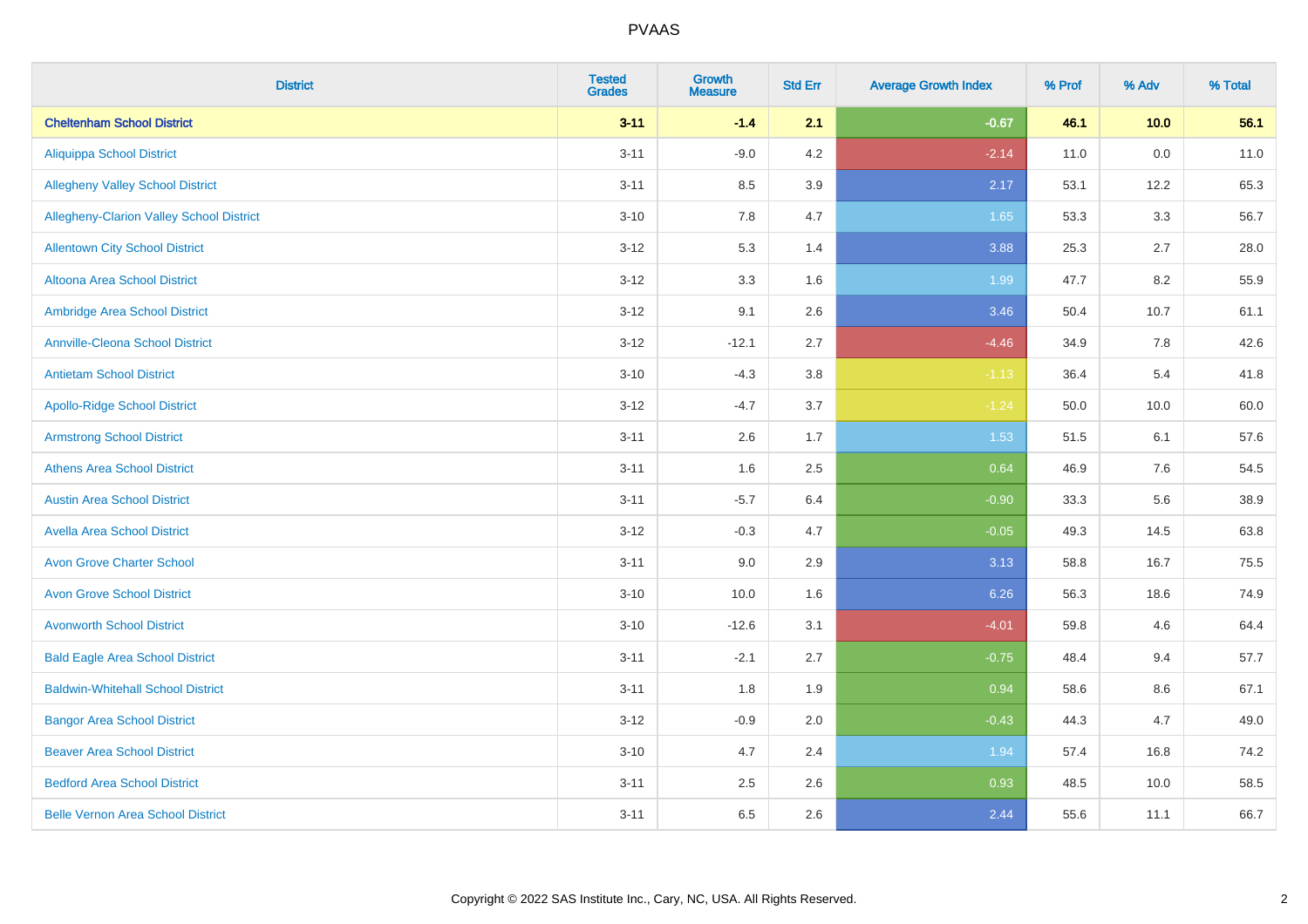| District | Tested Grades | Growth Measure | Std Err | Average Growth Index | % Prof | % Adv | % Total |
|---|---|---|---|---|---|---|---|
| **Cheltenham School District** | **3-11** | **-1.4** | **2.1** | **-0.67** | **46.1** | **10.0** | **56.1** |
| Aliquippa School District | 3-11 | -9.0 | 4.2 | -2.14 | 11.0 | 0.0 | 11.0 |
| Allegheny Valley School District | 3-11 | 8.5 | 3.9 | 2.17 | 53.1 | 12.2 | 65.3 |
| Allegheny-Clarion Valley School District | 3-10 | 7.8 | 4.7 | 1.65 | 53.3 | 3.3 | 56.7 |
| Allentown City School District | 3-12 | 5.3 | 1.4 | 3.88 | 25.3 | 2.7 | 28.0 |
| Altoona Area School District | 3-12 | 3.3 | 1.6 | 1.99 | 47.7 | 8.2 | 55.9 |
| Ambridge Area School District | 3-12 | 9.1 | 2.6 | 3.46 | 50.4 | 10.7 | 61.1 |
| Annville-Cleona School District | 3-12 | -12.1 | 2.7 | -4.46 | 34.9 | 7.8 | 42.6 |
| Antietam School District | 3-10 | -4.3 | 3.8 | -1.13 | 36.4 | 5.4 | 41.8 |
| Apollo-Ridge School District | 3-12 | -4.7 | 3.7 | -1.24 | 50.0 | 10.0 | 60.0 |
| Armstrong School District | 3-11 | 2.6 | 1.7 | 1.53 | 51.5 | 6.1 | 57.6 |
| Athens Area School District | 3-11 | 1.6 | 2.5 | 0.64 | 46.9 | 7.6 | 54.5 |
| Austin Area School District | 3-11 | -5.7 | 6.4 | -0.90 | 33.3 | 5.6 | 38.9 |
| Avella Area School District | 3-12 | -0.3 | 4.7 | -0.05 | 49.3 | 14.5 | 63.8 |
| Avon Grove Charter School | 3-11 | 9.0 | 2.9 | 3.13 | 58.8 | 16.7 | 75.5 |
| Avon Grove School District | 3-10 | 10.0 | 1.6 | 6.26 | 56.3 | 18.6 | 74.9 |
| Avonworth School District | 3-10 | -12.6 | 3.1 | -4.01 | 59.8 | 4.6 | 64.4 |
| Bald Eagle Area School District | 3-11 | -2.1 | 2.7 | -0.75 | 48.4 | 9.4 | 57.7 |
| Baldwin-Whitehall School District | 3-11 | 1.8 | 1.9 | 0.94 | 58.6 | 8.6 | 67.1 |
| Bangor Area School District | 3-12 | -0.9 | 2.0 | -0.43 | 44.3 | 4.7 | 49.0 |
| Beaver Area School District | 3-10 | 4.7 | 2.4 | 1.94 | 57.4 | 16.8 | 74.2 |
| Bedford Area School District | 3-11 | 2.5 | 2.6 | 0.93 | 48.5 | 10.0 | 58.5 |
| Belle Vernon Area School District | 3-11 | 6.5 | 2.6 | 2.44 | 55.6 | 11.1 | 66.7 |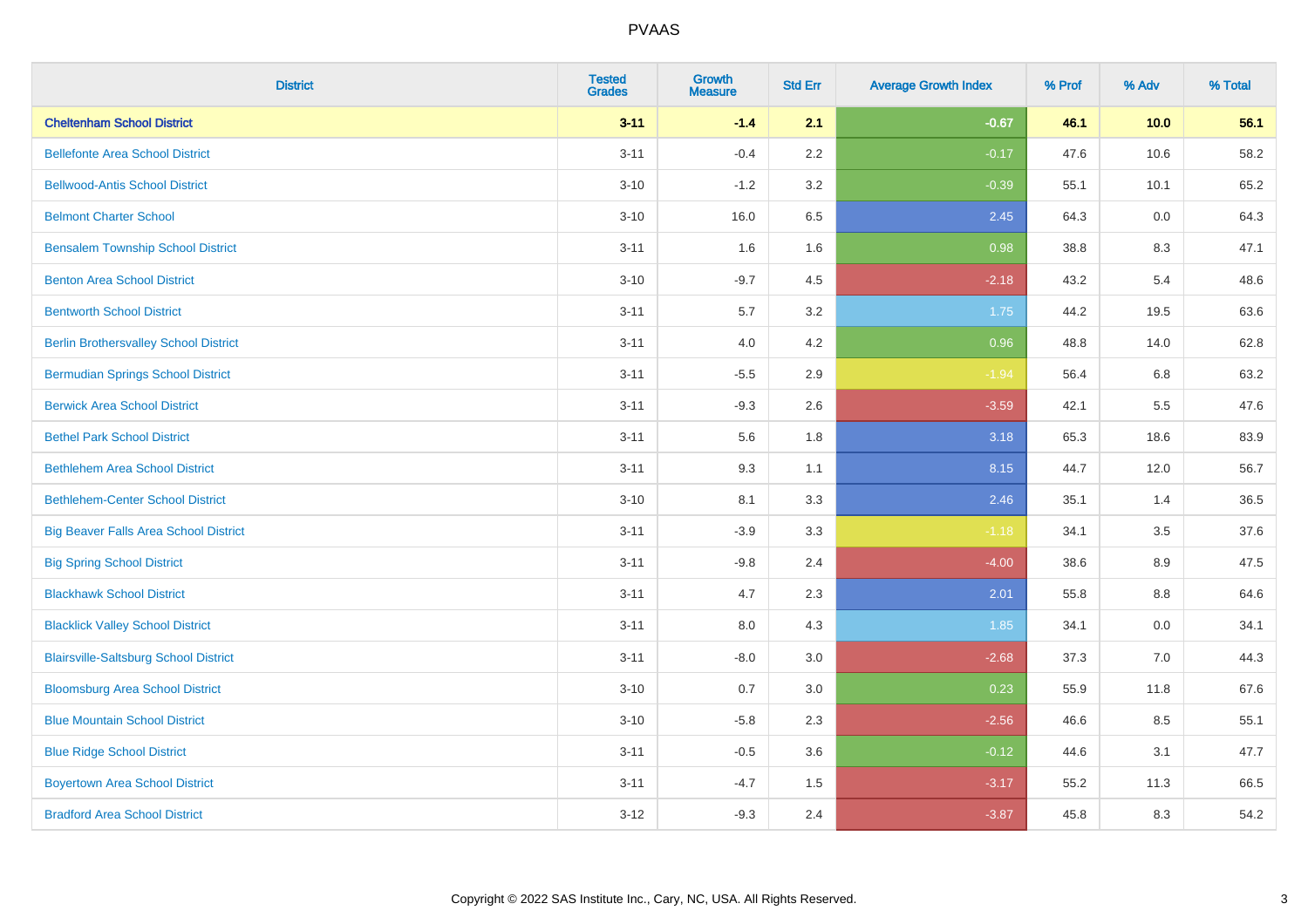# PVAAS

| District | Tested Grades | Growth Measure | Std Err | Average Growth Index | % Prof | % Adv | % Total |
|---|---|---|---|---|---|---|---|
| **Cheltenham School District** | **3-11** | **-1.4** | **2.1** | **-0.67** | **46.1** | **10.0** | **56.1** |
| Bellefonte Area School District | 3-11 | -0.4 | 2.2 | -0.17 | 47.6 | 10.6 | 58.2 |
| Bellwood-Antis School District | 3-10 | -1.2 | 3.2 | -0.39 | 55.1 | 10.1 | 65.2 |
| Belmont Charter School | 3-10 | 16.0 | 6.5 | 2.45 | 64.3 | 0.0 | 64.3 |
| Bensalem Township School District | 3-11 | 1.6 | 1.6 | 0.98 | 38.8 | 8.3 | 47.1 |
| Benton Area School District | 3-10 | -9.7 | 4.5 | -2.18 | 43.2 | 5.4 | 48.6 |
| Bentworth School District | 3-11 | 5.7 | 3.2 | 1.75 | 44.2 | 19.5 | 63.6 |
| Berlin Brothersvalley School District | 3-11 | 4.0 | 4.2 | 0.96 | 48.8 | 14.0 | 62.8 |
| Bermudian Springs School District | 3-11 | -5.5 | 2.9 | -1.94 | 56.4 | 6.8 | 63.2 |
| Berwick Area School District | 3-11 | -9.3 | 2.6 | -3.59 | 42.1 | 5.5 | 47.6 |
| Bethel Park School District | 3-11 | 5.6 | 1.8 | 3.18 | 65.3 | 18.6 | 83.9 |
| Bethlehem Area School District | 3-11 | 9.3 | 1.1 | 8.15 | 44.7 | 12.0 | 56.7 |
| Bethlehem-Center School District | 3-10 | 8.1 | 3.3 | 2.46 | 35.1 | 1.4 | 36.5 |
| Big Beaver Falls Area School District | 3-11 | -3.9 | 3.3 | -1.18 | 34.1 | 3.5 | 37.6 |
| Big Spring School District | 3-11 | -9.8 | 2.4 | -4.00 | 38.6 | 8.9 | 47.5 |
| Blackhawk School District | 3-11 | 4.7 | 2.3 | 2.01 | 55.8 | 8.8 | 64.6 |
| Blacklick Valley School District | 3-11 | 8.0 | 4.3 | 1.85 | 34.1 | 0.0 | 34.1 |
| Blairsville-Saltsburg School District | 3-11 | -8.0 | 3.0 | -2.68 | 37.3 | 7.0 | 44.3 |
| Bloomsburg Area School District | 3-10 | 0.7 | 3.0 | 0.23 | 55.9 | 11.8 | 67.6 |
| Blue Mountain School District | 3-10 | -5.8 | 2.3 | -2.56 | 46.6 | 8.5 | 55.1 |
| Blue Ridge School District | 3-11 | -0.5 | 3.6 | -0.12 | 44.6 | 3.1 | 47.7 |
| Boyertown Area School District | 3-11 | -4.7 | 1.5 | -3.17 | 55.2 | 11.3 | 66.5 |
| Bradford Area School District | 3-12 | -9.3 | 2.4 | -3.87 | 45.8 | 8.3 | 54.2 |

Copyright © 2022 SAS Institute Inc., Cary, NC, USA. All Rights Reserved.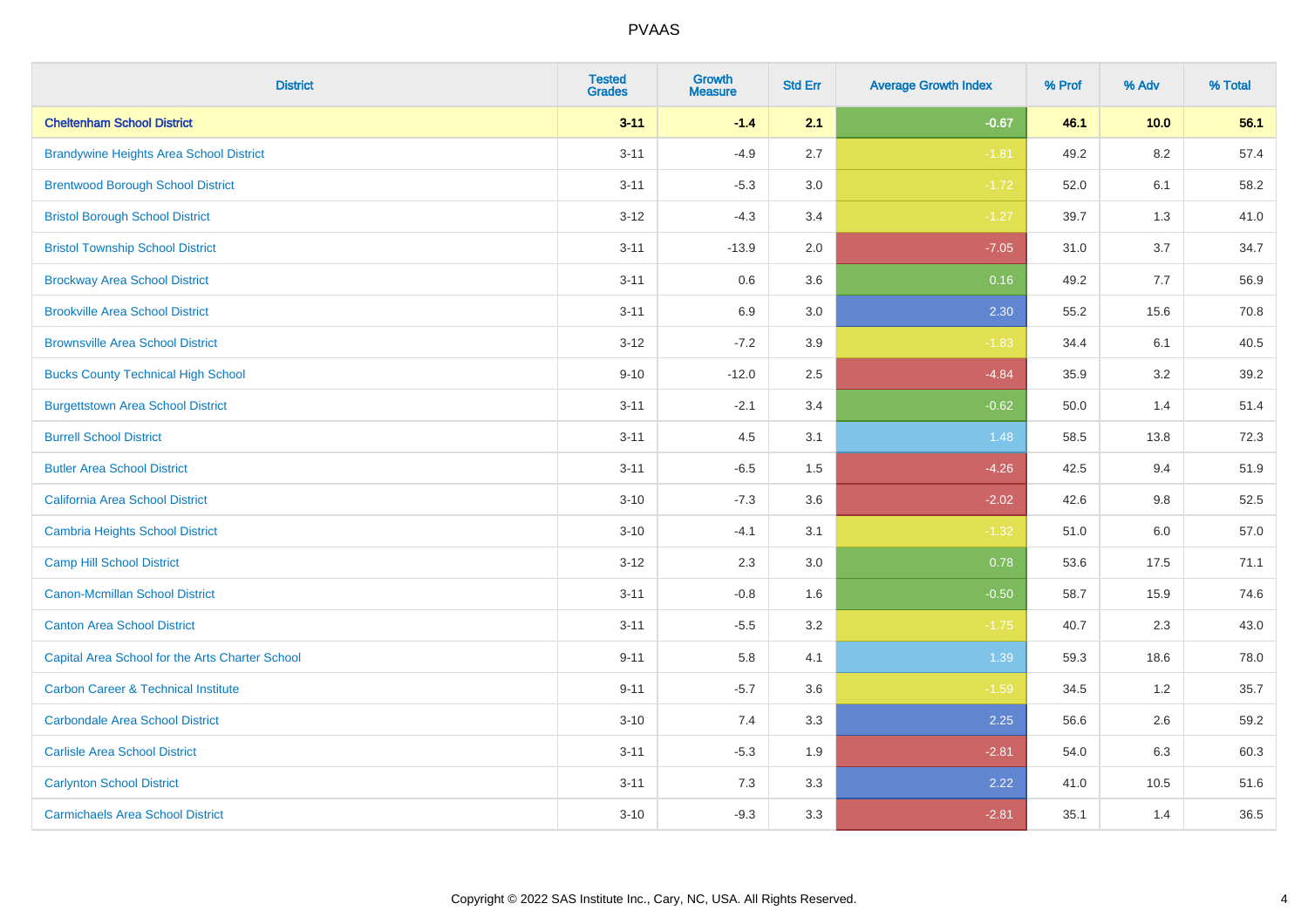| District | Tested Grades | Growth Measure | Std Err | Average Growth Index | % Prof | % Adv | % Total |
|---|---|---|---|---|---|---|---|
| **Cheltenham School District** | **3-11** | **-1.4** | **2.1** | **-0.67** | **46.1** | **10.0** | **56.1** |
| Brandywine Heights Area School District | 3-11 | -4.9 | 2.7 | -1.81 | 49.2 | 8.2 | 57.4 |
| Brentwood Borough School District | 3-11 | -5.3 | 3.0 | -1.72 | 52.0 | 6.1 | 58.2 |
| Bristol Borough School District | 3-12 | -4.3 | 3.4 | -1.27 | 39.7 | 1.3 | 41.0 |
| Bristol Township School District | 3-11 | -13.9 | 2.0 | -7.05 | 31.0 | 3.7 | 34.7 |
| Brockway Area School District | 3-11 | 0.6 | 3.6 | 0.16 | 49.2 | 7.7 | 56.9 |
| Brookville Area School District | 3-11 | 6.9 | 3.0 | 2.30 | 55.2 | 15.6 | 70.8 |
| Brownsville Area School District | 3-12 | -7.2 | 3.9 | -1.83 | 34.4 | 6.1 | 40.5 |
| Bucks County Technical High School | 9-10 | -12.0 | 2.5 | -4.84 | 35.9 | 3.2 | 39.2 |
| Burgettstown Area School District | 3-11 | -2.1 | 3.4 | -0.62 | 50.0 | 1.4 | 51.4 |
| Burrell School District | 3-11 | 4.5 | 3.1 | 1.48 | 58.5 | 13.8 | 72.3 |
| Butler Area School District | 3-11 | -6.5 | 1.5 | -4.26 | 42.5 | 9.4 | 51.9 |
| California Area School District | 3-10 | -7.3 | 3.6 | -2.02 | 42.6 | 9.8 | 52.5 |
| Cambria Heights School District | 3-10 | -4.1 | 3.1 | -1.32 | 51.0 | 6.0 | 57.0 |
| Camp Hill School District | 3-12 | 2.3 | 3.0 | 0.78 | 53.6 | 17.5 | 71.1 |
| Canon-Mcmillan School District | 3-11 | -0.8 | 1.6 | -0.50 | 58.7 | 15.9 | 74.6 |
| Canton Area School District | 3-11 | -5.5 | 3.2 | -1.75 | 40.7 | 2.3 | 43.0 |
| Capital Area School for the Arts Charter School | 9-11 | 5.8 | 4.1 | 1.39 | 59.3 | 18.6 | 78.0 |
| Carbon Career & Technical Institute | 9-11 | -5.7 | 3.6 | -1.59 | 34.5 | 1.2 | 35.7 |
| Carbondale Area School District | 3-10 | 7.4 | 3.3 | 2.25 | 56.6 | 2.6 | 59.2 |
| Carlisle Area School District | 3-11 | -5.3 | 1.9 | -2.81 | 54.0 | 6.3 | 60.3 |
| Carlynton School District | 3-11 | 7.3 | 3.3 | 2.22 | 41.0 | 10.5 | 51.6 |
| Carmichaels Area School District | 3-10 | -9.3 | 3.3 | -2.81 | 35.1 | 1.4 | 36.5 |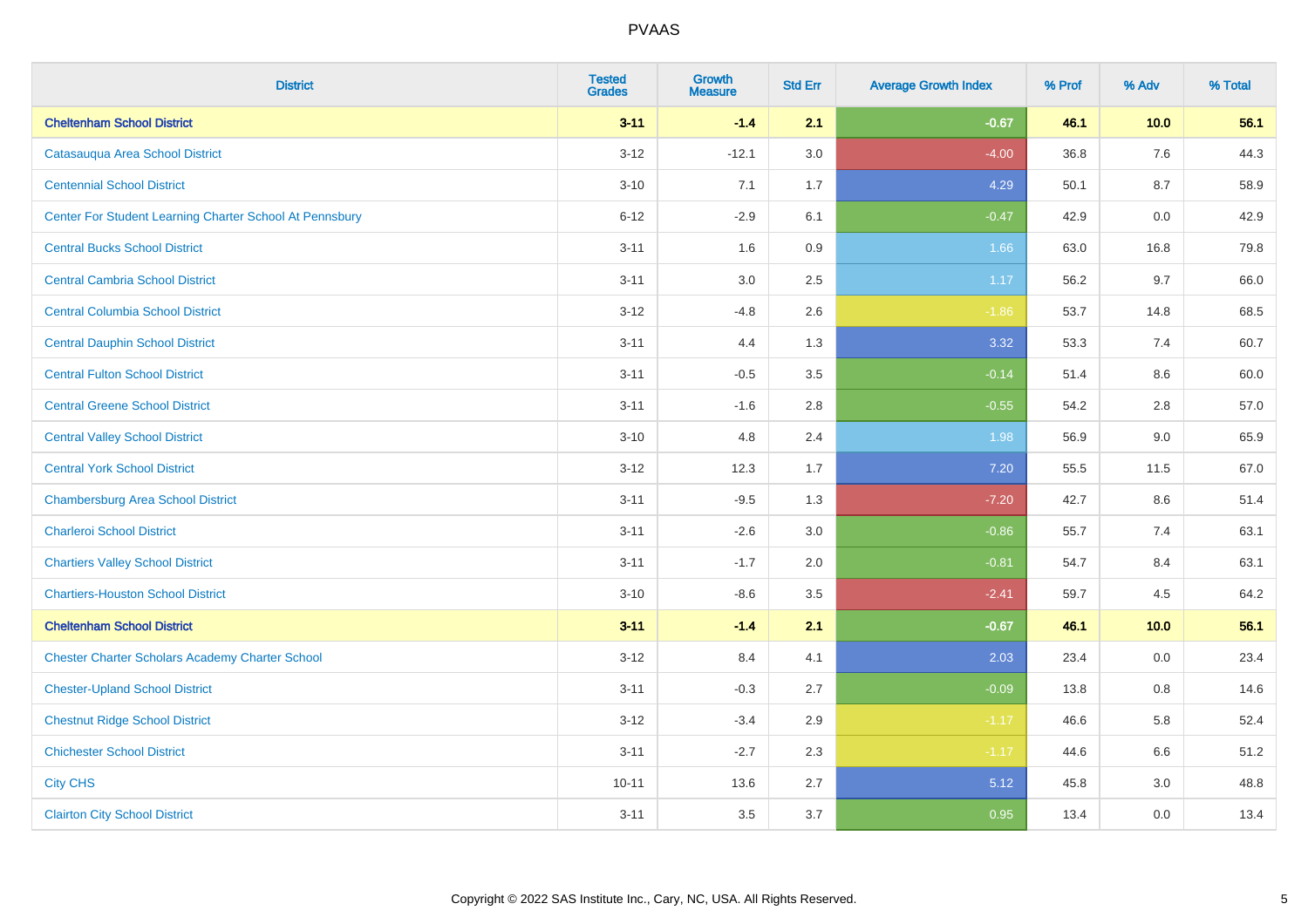PVAAS

| District | Tested Grades | Growth Measure | Std Err | Average Growth Index | % Prof | % Adv | % Total |
|---|---|---|---|---|---|---|---|
| **Cheltenham School District** | **3-11** | **-1.4** | **2.1** | **-0.67** | **46.1** | **10.0** | **56.1** |
| Catasauqua Area School District | 3-12 | -12.1 | 3.0 | -4.00 | 36.8 | 7.6 | 44.3 |
| Centennial School District | 3-10 | 7.1 | 1.7 | 4.29 | 50.1 | 8.7 | 58.9 |
| Center For Student Learning Charter School At Pennsbury | 6-12 | -2.9 | 6.1 | -0.47 | 42.9 | 0.0 | 42.9 |
| Central Bucks School District | 3-11 | 1.6 | 0.9 | 1.66 | 63.0 | 16.8 | 79.8 |
| Central Cambria School District | 3-11 | 3.0 | 2.5 | 1.17 | 56.2 | 9.7 | 66.0 |
| Central Columbia School District | 3-12 | -4.8 | 2.6 | -1.86 | 53.7 | 14.8 | 68.5 |
| Central Dauphin School District | 3-11 | 4.4 | 1.3 | 3.32 | 53.3 | 7.4 | 60.7 |
| Central Fulton School District | 3-11 | -0.5 | 3.5 | -0.14 | 51.4 | 8.6 | 60.0 |
| Central Greene School District | 3-11 | -1.6 | 2.8 | -0.55 | 54.2 | 2.8 | 57.0 |
| Central Valley School District | 3-10 | 4.8 | 2.4 | 1.98 | 56.9 | 9.0 | 65.9 |
| Central York School District | 3-12 | 12.3 | 1.7 | 7.20 | 55.5 | 11.5 | 67.0 |
| Chambersburg Area School District | 3-11 | -9.5 | 1.3 | -7.20 | 42.7 | 8.6 | 51.4 |
| Charleroi School District | 3-11 | -2.6 | 3.0 | -0.86 | 55.7 | 7.4 | 63.1 |
| Chartiers Valley School District | 3-11 | -1.7 | 2.0 | -0.81 | 54.7 | 8.4 | 63.1 |
| Chartiers-Houston School District | 3-10 | -8.6 | 3.5 | -2.41 | 59.7 | 4.5 | 64.2 |
| **Cheltenham School District** | **3-11** | **-1.4** | **2.1** | **-0.67** | **46.1** | **10.0** | **56.1** |
| Chester Charter Scholars Academy Charter School | 3-12 | 8.4 | 4.1 | 2.03 | 23.4 | 0.0 | 23.4 |
| Chester-Upland School District | 3-11 | -0.3 | 2.7 | -0.09 | 13.8 | 0.8 | 14.6 |
| Chestnut Ridge School District | 3-12 | -3.4 | 2.9 | -1.17 | 46.6 | 5.8 | 52.4 |
| Chichester School District | 3-11 | -2.7 | 2.3 | -1.17 | 44.6 | 6.6 | 51.2 |
| City CHS | 10-11 | 13.6 | 2.7 | 5.12 | 45.8 | 3.0 | 48.8 |
| Clairton City School District | 3-11 | 3.5 | 3.7 | 0.95 | 13.4 | 0.0 | 13.4 |

Copyright © 2022 SAS Institute Inc., Cary, NC, USA. All Rights Reserved.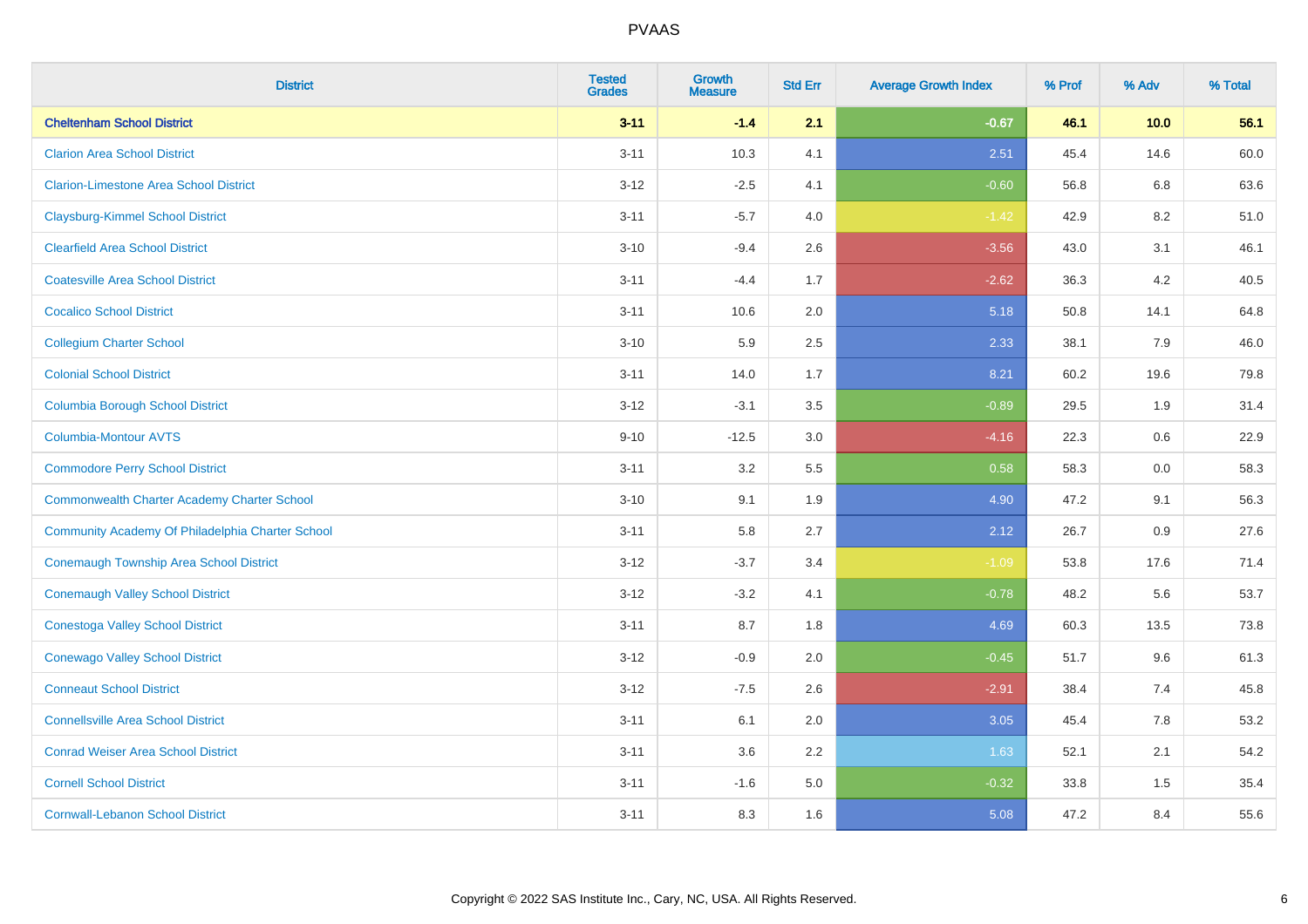# PVAAS

| District | Tested Grades | Growth Measure | Std Err | Average Growth Index | % Prof | % Adv | % Total |
|---|---|---|---|---|---|---|---|
| **Cheltenham School District** | **3-11** | **-1.4** | **2.1** | **-0.67** | **46.1** | **10.0** | **56.1** |
| Clarion Area School District | 3-11 | 10.3 | 4.1 | 2.51 | 45.4 | 14.6 | 60.0 |
| Clarion-Limestone Area School District | 3-12 | -2.5 | 4.1 | -0.60 | 56.8 | 6.8 | 63.6 |
| Claysburg-Kimmel School District | 3-11 | -5.7 | 4.0 | -1.42 | 42.9 | 8.2 | 51.0 |
| Clearfield Area School District | 3-10 | -9.4 | 2.6 | -3.56 | 43.0 | 3.1 | 46.1 |
| Coatesville Area School District | 3-11 | -4.4 | 1.7 | -2.62 | 36.3 | 4.2 | 40.5 |
| Cocalico School District | 3-11 | 10.6 | 2.0 | 5.18 | 50.8 | 14.1 | 64.8 |
| Collegium Charter School | 3-10 | 5.9 | 2.5 | 2.33 | 38.1 | 7.9 | 46.0 |
| Colonial School District | 3-11 | 14.0 | 1.7 | 8.21 | 60.2 | 19.6 | 79.8 |
| Columbia Borough School District | 3-12 | -3.1 | 3.5 | -0.89 | 29.5 | 1.9 | 31.4 |
| Columbia-Montour AVTS | 9-10 | -12.5 | 3.0 | -4.16 | 22.3 | 0.6 | 22.9 |
| Commodore Perry School District | 3-11 | 3.2 | 5.5 | 0.58 | 58.3 | 0.0 | 58.3 |
| Commonwealth Charter Academy Charter School | 3-10 | 9.1 | 1.9 | 4.90 | 47.2 | 9.1 | 56.3 |
| Community Academy Of Philadelphia Charter School | 3-11 | 5.8 | 2.7 | 2.12 | 26.7 | 0.9 | 27.6 |
| Conemaugh Township Area School District | 3-12 | -3.7 | 3.4 | -1.09 | 53.8 | 17.6 | 71.4 |
| Conemaugh Valley School District | 3-12 | -3.2 | 4.1 | -0.78 | 48.2 | 5.6 | 53.7 |
| Conestoga Valley School District | 3-11 | 8.7 | 1.8 | 4.69 | 60.3 | 13.5 | 73.8 |
| Conewago Valley School District | 3-12 | -0.9 | 2.0 | -0.45 | 51.7 | 9.6 | 61.3 |
| Conneaut School District | 3-12 | -7.5 | 2.6 | -2.91 | 38.4 | 7.4 | 45.8 |
| Connellsville Area School District | 3-11 | 6.1 | 2.0 | 3.05 | 45.4 | 7.8 | 53.2 |
| Conrad Weiser Area School District | 3-11 | 3.6 | 2.2 | 1.63 | 52.1 | 2.1 | 54.2 |
| Cornell School District | 3-11 | -1.6 | 5.0 | -0.32 | 33.8 | 1.5 | 35.4 |
| Cornwall-Lebanon School District | 3-11 | 8.3 | 1.6 | 5.08 | 47.2 | 8.4 | 55.6 |

Copyright © 2022 SAS Institute Inc., Cary, NC, USA. All Rights Reserved.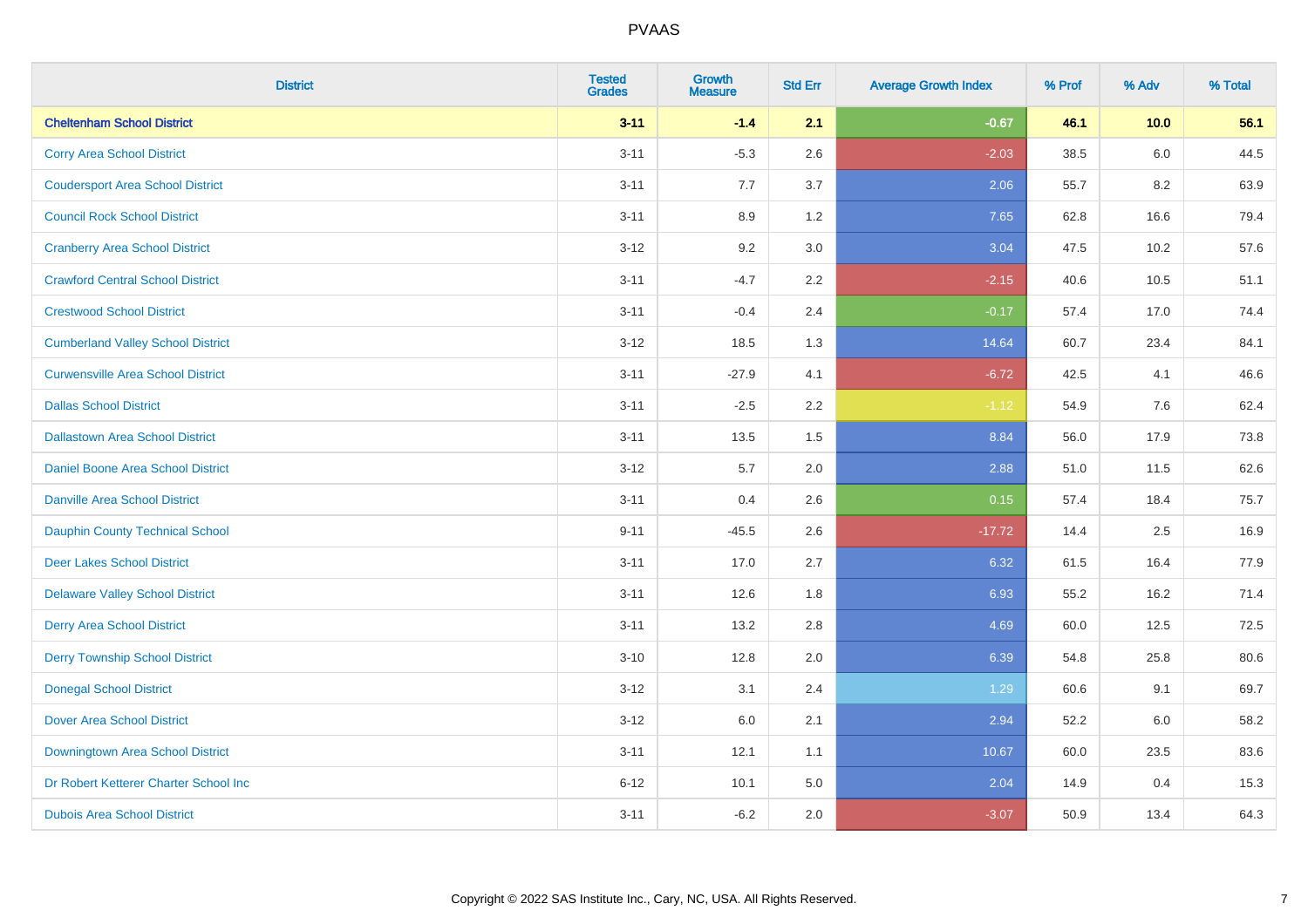| District | Tested Grades | Growth Measure | Std Err | Average Growth Index | % Prof | % Adv | % Total |
|---|---|---|---|---|---|---|---|
| **Cheltenham School District** | **3-11** | **-1.4** | **2.1** | **-0.67** | **46.1** | **10.0** | **56.1** |
| Corry Area School District | 3-11 | -5.3 | 2.6 | -2.03 | 38.5 | 6.0 | 44.5 |
| Coudersport Area School District | 3-11 | 7.7 | 3.7 | 2.06 | 55.7 | 8.2 | 63.9 |
| Council Rock School District | 3-11 | 8.9 | 1.2 | 7.65 | 62.8 | 16.6 | 79.4 |
| Cranberry Area School District | 3-12 | 9.2 | 3.0 | 3.04 | 47.5 | 10.2 | 57.6 |
| Crawford Central School District | 3-11 | -4.7 | 2.2 | -2.15 | 40.6 | 10.5 | 51.1 |
| Crestwood School District | 3-11 | -0.4 | 2.4 | -0.17 | 57.4 | 17.0 | 74.4 |
| Cumberland Valley School District | 3-12 | 18.5 | 1.3 | 14.64 | 60.7 | 23.4 | 84.1 |
| Curwensville Area School District | 3-11 | -27.9 | 4.1 | -6.72 | 42.5 | 4.1 | 46.6 |
| Dallas School District | 3-11 | -2.5 | 2.2 | -1.12 | 54.9 | 7.6 | 62.4 |
| Dallastown Area School District | 3-11 | 13.5 | 1.5 | 8.84 | 56.0 | 17.9 | 73.8 |
| Daniel Boone Area School District | 3-12 | 5.7 | 2.0 | 2.88 | 51.0 | 11.5 | 62.6 |
| Danville Area School District | 3-11 | 0.4 | 2.6 | 0.15 | 57.4 | 18.4 | 75.7 |
| Dauphin County Technical School | 9-11 | -45.5 | 2.6 | -17.72 | 14.4 | 2.5 | 16.9 |
| Deer Lakes School District | 3-11 | 17.0 | 2.7 | 6.32 | 61.5 | 16.4 | 77.9 |
| Delaware Valley School District | 3-11 | 12.6 | 1.8 | 6.93 | 55.2 | 16.2 | 71.4 |
| Derry Area School District | 3-11 | 13.2 | 2.8 | 4.69 | 60.0 | 12.5 | 72.5 |
| Derry Township School District | 3-10 | 12.8 | 2.0 | 6.39 | 54.8 | 25.8 | 80.6 |
| Donegal School District | 3-12 | 3.1 | 2.4 | 1.29 | 60.6 | 9.1 | 69.7 |
| Dover Area School District | 3-12 | 6.0 | 2.1 | 2.94 | 52.2 | 6.0 | 58.2 |
| Downingtown Area School District | 3-11 | 12.1 | 1.1 | 10.67 | 60.0 | 23.5 | 83.6 |
| Dr Robert Ketterer Charter School Inc | 6-12 | 10.1 | 5.0 | 2.04 | 14.9 | 0.4 | 15.3 |
| Dubois Area School District | 3-11 | -6.2 | 2.0 | -3.07 | 50.9 | 13.4 | 64.3 |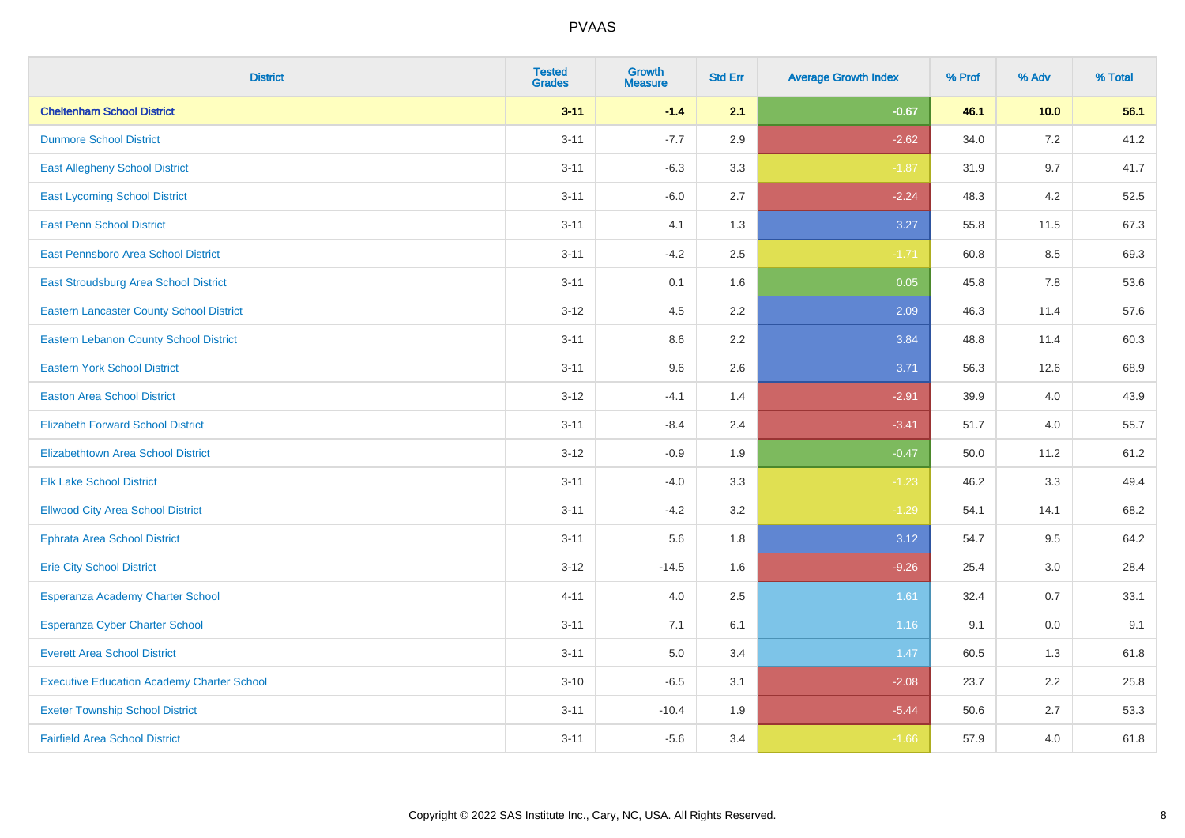| District | Tested Grades | Growth Measure | Std Err | Average Growth Index | % Prof | % Adv | % Total |
|---|---|---|---|---|---|---|---|
| **Cheltenham School District** | **3-11** | **-1.4** | **2.1** | **-0.67** | **46.1** | **10.0** | **56.1** |
| Dunmore School District | 3-11 | -7.7 | 2.9 | -2.62 | 34.0 | 7.2 | 41.2 |
| East Allegheny School District | 3-11 | -6.3 | 3.3 | -1.87 | 31.9 | 9.7 | 41.7 |
| East Lycoming School District | 3-11 | -6.0 | 2.7 | -2.24 | 48.3 | 4.2 | 52.5 |
| East Penn School District | 3-11 | 4.1 | 1.3 | 3.27 | 55.8 | 11.5 | 67.3 |
| East Pennsboro Area School District | 3-11 | -4.2 | 2.5 | -1.71 | 60.8 | 8.5 | 69.3 |
| East Stroudsburg Area School District | 3-11 | 0.1 | 1.6 | 0.05 | 45.8 | 7.8 | 53.6 |
| Eastern Lancaster County School District | 3-12 | 4.5 | 2.2 | 2.09 | 46.3 | 11.4 | 57.6 |
| Eastern Lebanon County School District | 3-11 | 8.6 | 2.2 | 3.84 | 48.8 | 11.4 | 60.3 |
| Eastern York School District | 3-11 | 9.6 | 2.6 | 3.71 | 56.3 | 12.6 | 68.9 |
| Easton Area School District | 3-12 | -4.1 | 1.4 | -2.91 | 39.9 | 4.0 | 43.9 |
| Elizabeth Forward School District | 3-11 | -8.4 | 2.4 | -3.41 | 51.7 | 4.0 | 55.7 |
| Elizabethtown Area School District | 3-12 | -0.9 | 1.9 | -0.47 | 50.0 | 11.2 | 61.2 |
| Elk Lake School District | 3-11 | -4.0 | 3.3 | -1.23 | 46.2 | 3.3 | 49.4 |
| Ellwood City Area School District | 3-11 | -4.2 | 3.2 | -1.29 | 54.1 | 14.1 | 68.2 |
| Ephrata Area School District | 3-11 | 5.6 | 1.8 | 3.12 | 54.7 | 9.5 | 64.2 |
| Erie City School District | 3-12 | -14.5 | 1.6 | -9.26 | 25.4 | 3.0 | 28.4 |
| Esperanza Academy Charter School | 4-11 | 4.0 | 2.5 | 1.61 | 32.4 | 0.7 | 33.1 |
| Esperanza Cyber Charter School | 3-11 | 7.1 | 6.1 | 1.16 | 9.1 | 0.0 | 9.1 |
| Everett Area School District | 3-11 | 5.0 | 3.4 | 1.47 | 60.5 | 1.3 | 61.8 |
| Executive Education Academy Charter School | 3-10 | -6.5 | 3.1 | -2.08 | 23.7 | 2.2 | 25.8 |
| Exeter Township School District | 3-11 | -10.4 | 1.9 | -5.44 | 50.6 | 2.7 | 53.3 |
| Fairfield Area School District | 3-11 | -5.6 | 3.4 | -1.66 | 57.9 | 4.0 | 61.8 |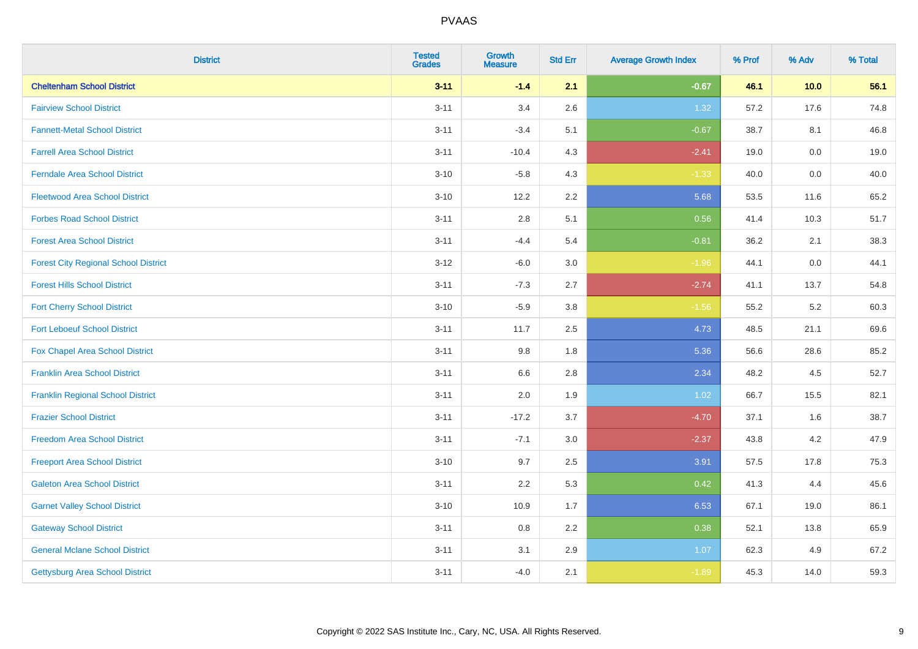PVAAS

| District | Tested Grades | Growth Measure | Std Err | Average Growth Index | % Prof | % Adv | % Total |
|---|---|---|---|---|---|---|---|
| **Cheltenham School District** | **3-11** | **-1.4** | **2.1** | **-0.67** | **46.1** | **10.0** | **56.1** |
| Fairview School District | 3-11 | 3.4 | 2.6 | 1.32 | 57.2 | 17.6 | 74.8 |
| Fannett-Metal School District | 3-11 | -3.4 | 5.1 | -0.67 | 38.7 | 8.1 | 46.8 |
| Farrell Area School District | 3-11 | -10.4 | 4.3 | -2.41 | 19.0 | 0.0 | 19.0 |
| Ferndale Area School District | 3-10 | -5.8 | 4.3 | -1.33 | 40.0 | 0.0 | 40.0 |
| Fleetwood Area School District | 3-10 | 12.2 | 2.2 | 5.68 | 53.5 | 11.6 | 65.2 |
| Forbes Road School District | 3-11 | 2.8 | 5.1 | 0.56 | 41.4 | 10.3 | 51.7 |
| Forest Area School District | 3-11 | -4.4 | 5.4 | -0.81 | 36.2 | 2.1 | 38.3 |
| Forest City Regional School District | 3-12 | -6.0 | 3.0 | -1.96 | 44.1 | 0.0 | 44.1 |
| Forest Hills School District | 3-11 | -7.3 | 2.7 | -2.74 | 41.1 | 13.7 | 54.8 |
| Fort Cherry School District | 3-10 | -5.9 | 3.8 | -1.56 | 55.2 | 5.2 | 60.3 |
| Fort Leboeuf School District | 3-11 | 11.7 | 2.5 | 4.73 | 48.5 | 21.1 | 69.6 |
| Fox Chapel Area School District | 3-11 | 9.8 | 1.8 | 5.36 | 56.6 | 28.6 | 85.2 |
| Franklin Area School District | 3-11 | 6.6 | 2.8 | 2.34 | 48.2 | 4.5 | 52.7 |
| Franklin Regional School District | 3-11 | 2.0 | 1.9 | 1.02 | 66.7 | 15.5 | 82.1 |
| Frazier School District | 3-11 | -17.2 | 3.7 | -4.70 | 37.1 | 1.6 | 38.7 |
| Freedom Area School District | 3-11 | -7.1 | 3.0 | -2.37 | 43.8 | 4.2 | 47.9 |
| Freeport Area School District | 3-10 | 9.7 | 2.5 | 3.91 | 57.5 | 17.8 | 75.3 |
| Galeton Area School District | 3-11 | 2.2 | 5.3 | 0.42 | 41.3 | 4.4 | 45.6 |
| Garnet Valley School District | 3-10 | 10.9 | 1.7 | 6.53 | 67.1 | 19.0 | 86.1 |
| Gateway School District | 3-11 | 0.8 | 2.2 | 0.38 | 52.1 | 13.8 | 65.9 |
| General Mclane School District | 3-11 | 3.1 | 2.9 | 1.07 | 62.3 | 4.9 | 67.2 |
| Gettysburg Area School District | 3-11 | -4.0 | 2.1 | -1.89 | 45.3 | 14.0 | 59.3 |

Copyright © 2022 SAS Institute Inc., Cary, NC, USA. All Rights Reserved.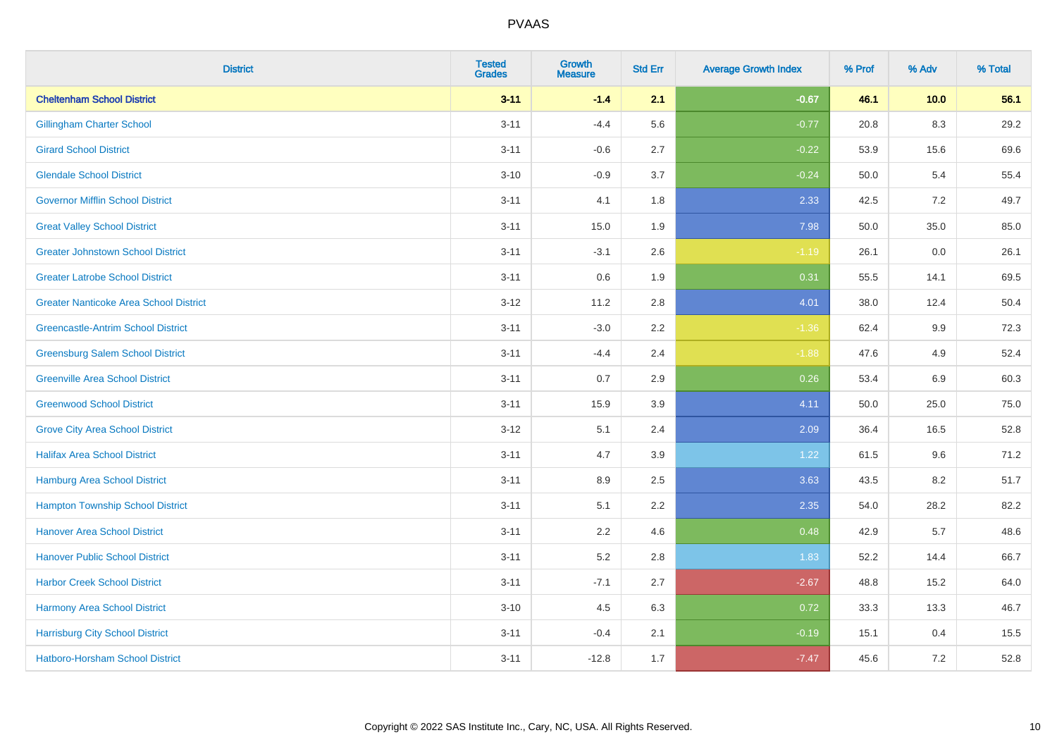PVAAS

| District | Tested Grades | Growth Measure | Std Err | Average Growth Index | % Prof | % Adv | % Total |
|---|---|---|---|---|---|---|---|
| **Cheltenham School District** | **3-11** | **-1.4** | **2.1** | **-0.67** | **46.1** | **10.0** | **56.1** |
| Gillingham Charter School | 3-11 | -4.4 | 5.6 | -0.77 | 20.8 | 8.3 | 29.2 |
| Girard School District | 3-11 | -0.6 | 2.7 | -0.22 | 53.9 | 15.6 | 69.6 |
| Glendale School District | 3-10 | -0.9 | 3.7 | -0.24 | 50.0 | 5.4 | 55.4 |
| Governor Mifflin School District | 3-11 | 4.1 | 1.8 | 2.33 | 42.5 | 7.2 | 49.7 |
| Great Valley School District | 3-11 | 15.0 | 1.9 | 7.98 | 50.0 | 35.0 | 85.0 |
| Greater Johnstown School District | 3-11 | -3.1 | 2.6 | -1.19 | 26.1 | 0.0 | 26.1 |
| Greater Latrobe School District | 3-11 | 0.6 | 1.9 | 0.31 | 55.5 | 14.1 | 69.5 |
| Greater Nanticoke Area School District | 3-12 | 11.2 | 2.8 | 4.01 | 38.0 | 12.4 | 50.4 |
| Greencastle-Antrim School District | 3-11 | -3.0 | 2.2 | -1.36 | 62.4 | 9.9 | 72.3 |
| Greensburg Salem School District | 3-11 | -4.4 | 2.4 | -1.88 | 47.6 | 4.9 | 52.4 |
| Greenville Area School District | 3-11 | 0.7 | 2.9 | 0.26 | 53.4 | 6.9 | 60.3 |
| Greenwood School District | 3-11 | 15.9 | 3.9 | 4.11 | 50.0 | 25.0 | 75.0 |
| Grove City Area School District | 3-12 | 5.1 | 2.4 | 2.09 | 36.4 | 16.5 | 52.8 |
| Halifax Area School District | 3-11 | 4.7 | 3.9 | 1.22 | 61.5 | 9.6 | 71.2 |
| Hamburg Area School District | 3-11 | 8.9 | 2.5 | 3.63 | 43.5 | 8.2 | 51.7 |
| Hampton Township School District | 3-11 | 5.1 | 2.2 | 2.35 | 54.0 | 28.2 | 82.2 |
| Hanover Area School District | 3-11 | 2.2 | 4.6 | 0.48 | 42.9 | 5.7 | 48.6 |
| Hanover Public School District | 3-11 | 5.2 | 2.8 | 1.83 | 52.2 | 14.4 | 66.7 |
| Harbor Creek School District | 3-11 | -7.1 | 2.7 | -2.67 | 48.8 | 15.2 | 64.0 |
| Harmony Area School District | 3-10 | 4.5 | 6.3 | 0.72 | 33.3 | 13.3 | 46.7 |
| Harrisburg City School District | 3-11 | -0.4 | 2.1 | -0.19 | 15.1 | 0.4 | 15.5 |
| Hatboro-Horsham School District | 3-11 | -12.8 | 1.7 | -7.47 | 45.6 | 7.2 | 52.8 |

Copyright © 2022 SAS Institute Inc., Cary, NC, USA. All Rights Reserved.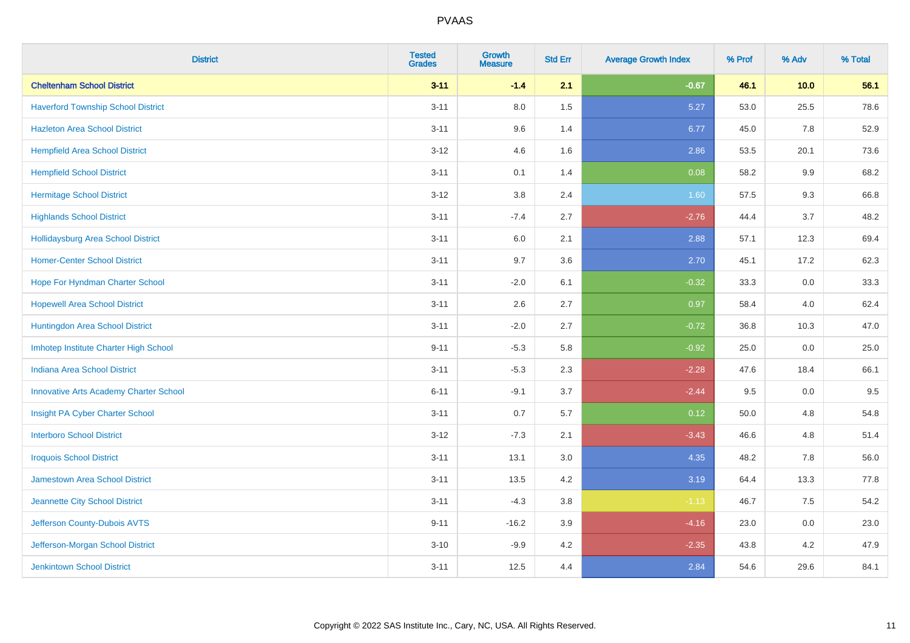# PVAAS

| District | Tested Grades | Growth Measure | Std Err | Average Growth Index | % Prof | % Adv | % Total |
|---|---|---|---|---|---|---|---|
| **Cheltenham School District** | **3-11** | **-1.4** | **2.1** | **-0.67** | **46.1** | **10.0** | **56.1** |
| Haverford Township School District | 3-11 | 8.0 | 1.5 | 5.27 | 53.0 | 25.5 | 78.6 |
| Hazleton Area School District | 3-11 | 9.6 | 1.4 | 6.77 | 45.0 | 7.8 | 52.9 |
| Hempfield Area School District | 3-12 | 4.6 | 1.6 | 2.86 | 53.5 | 20.1 | 73.6 |
| Hempfield School District | 3-11 | 0.1 | 1.4 | 0.08 | 58.2 | 9.9 | 68.2 |
| Hermitage School District | 3-12 | 3.8 | 2.4 | 1.60 | 57.5 | 9.3 | 66.8 |
| Highlands School District | 3-11 | -7.4 | 2.7 | -2.76 | 44.4 | 3.7 | 48.2 |
| Hollidaysburg Area School District | 3-11 | 6.0 | 2.1 | 2.88 | 57.1 | 12.3 | 69.4 |
| Homer-Center School District | 3-11 | 9.7 | 3.6 | 2.70 | 45.1 | 17.2 | 62.3 |
| Hope For Hyndman Charter School | 3-11 | -2.0 | 6.1 | -0.32 | 33.3 | 0.0 | 33.3 |
| Hopewell Area School District | 3-11 | 2.6 | 2.7 | 0.97 | 58.4 | 4.0 | 62.4 |
| Huntingdon Area School District | 3-11 | -2.0 | 2.7 | -0.72 | 36.8 | 10.3 | 47.0 |
| Imhotep Institute Charter High School | 9-11 | -5.3 | 5.8 | -0.92 | 25.0 | 0.0 | 25.0 |
| Indiana Area School District | 3-11 | -5.3 | 2.3 | -2.28 | 47.6 | 18.4 | 66.1 |
| Innovative Arts Academy Charter School | 6-11 | -9.1 | 3.7 | -2.44 | 9.5 | 0.0 | 9.5 |
| Insight PA Cyber Charter School | 3-11 | 0.7 | 5.7 | 0.12 | 50.0 | 4.8 | 54.8 |
| Interboro School District | 3-12 | -7.3 | 2.1 | -3.43 | 46.6 | 4.8 | 51.4 |
| Iroquois School District | 3-11 | 13.1 | 3.0 | 4.35 | 48.2 | 7.8 | 56.0 |
| Jamestown Area School District | 3-11 | 13.5 | 4.2 | 3.19 | 64.4 | 13.3 | 77.8 |
| Jeannette City School District | 3-11 | -4.3 | 3.8 | -1.13 | 46.7 | 7.5 | 54.2 |
| Jefferson County-Dubois AVTS | 9-11 | -16.2 | 3.9 | -4.16 | 23.0 | 0.0 | 23.0 |
| Jefferson-Morgan School District | 3-10 | -9.9 | 4.2 | -2.35 | 43.8 | 4.2 | 47.9 |
| Jenkintown School District | 3-11 | 12.5 | 4.4 | 2.84 | 54.6 | 29.6 | 84.1 |

Copyright © 2022 SAS Institute Inc., Cary, NC, USA. All Rights Reserved.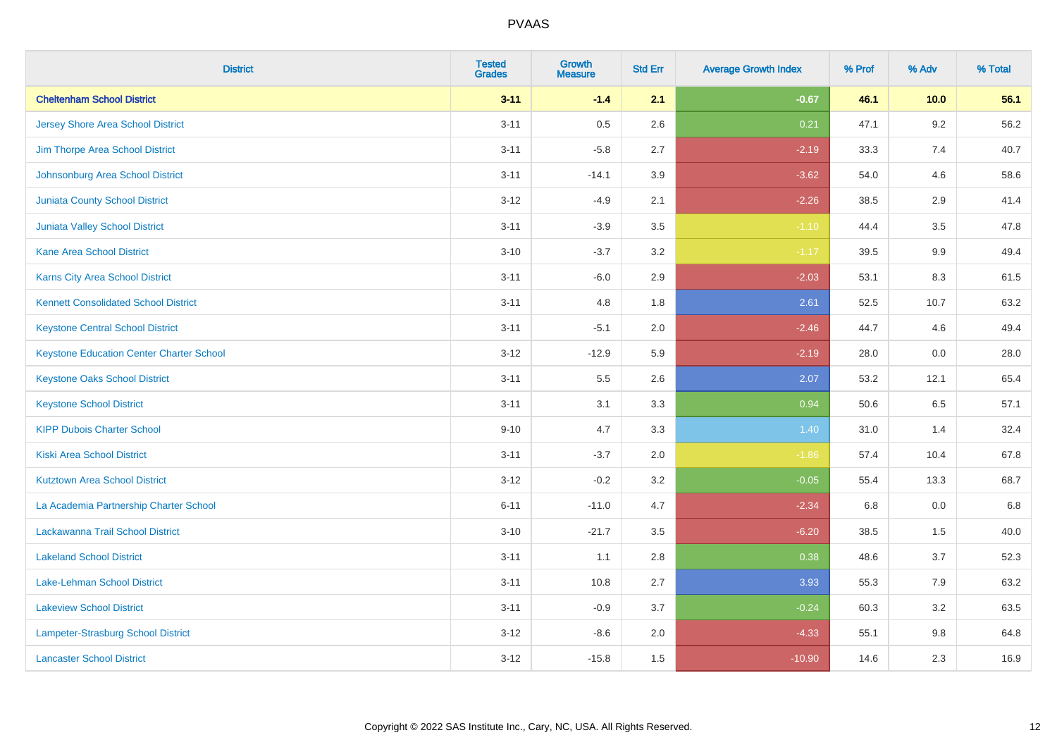| District | Tested Grades | Growth Measure | Std Err | Average Growth Index | % Prof | % Adv | % Total |
|---|---|---|---|---|---|---|---|
| **Cheltenham School District** | **3-11** | **-1.4** | **2.1** | **-0.67** | **46.1** | **10.0** | **56.1** |
| Jersey Shore Area School District | 3-11 | 0.5 | 2.6 | 0.21 | 47.1 | 9.2 | 56.2 |
| Jim Thorpe Area School District | 3-11 | -5.8 | 2.7 | -2.19 | 33.3 | 7.4 | 40.7 |
| Johnsonburg Area School District | 3-11 | -14.1 | 3.9 | -3.62 | 54.0 | 4.6 | 58.6 |
| Juniata County School District | 3-12 | -4.9 | 2.1 | -2.26 | 38.5 | 2.9 | 41.4 |
| Juniata Valley School District | 3-11 | -3.9 | 3.5 | -1.10 | 44.4 | 3.5 | 47.8 |
| Kane Area School District | 3-10 | -3.7 | 3.2 | -1.17 | 39.5 | 9.9 | 49.4 |
| Karns City Area School District | 3-11 | -6.0 | 2.9 | -2.03 | 53.1 | 8.3 | 61.5 |
| Kennett Consolidated School District | 3-11 | 4.8 | 1.8 | 2.61 | 52.5 | 10.7 | 63.2 |
| Keystone Central School District | 3-11 | -5.1 | 2.0 | -2.46 | 44.7 | 4.6 | 49.4 |
| Keystone Education Center Charter School | 3-12 | -12.9 | 5.9 | -2.19 | 28.0 | 0.0 | 28.0 |
| Keystone Oaks School District | 3-11 | 5.5 | 2.6 | 2.07 | 53.2 | 12.1 | 65.4 |
| Keystone School District | 3-11 | 3.1 | 3.3 | 0.94 | 50.6 | 6.5 | 57.1 |
| KIPP Dubois Charter School | 9-10 | 4.7 | 3.3 | 1.40 | 31.0 | 1.4 | 32.4 |
| Kiski Area School District | 3-11 | -3.7 | 2.0 | -1.86 | 57.4 | 10.4 | 67.8 |
| Kutztown Area School District | 3-12 | -0.2 | 3.2 | -0.05 | 55.4 | 13.3 | 68.7 |
| La Academia Partnership Charter School | 6-11 | -11.0 | 4.7 | -2.34 | 6.8 | 0.0 | 6.8 |
| Lackawanna Trail School District | 3-10 | -21.7 | 3.5 | -6.20 | 38.5 | 1.5 | 40.0 |
| Lakeland School District | 3-11 | 1.1 | 2.8 | 0.38 | 48.6 | 3.7 | 52.3 |
| Lake-Lehman School District | 3-11 | 10.8 | 2.7 | 3.93 | 55.3 | 7.9 | 63.2 |
| Lakeview School District | 3-11 | -0.9 | 3.7 | -0.24 | 60.3 | 3.2 | 63.5 |
| Lampeter-Strasburg School District | 3-12 | -8.6 | 2.0 | -4.33 | 55.1 | 9.8 | 64.8 |
| Lancaster School District | 3-12 | -15.8 | 1.5 | -10.90 | 14.6 | 2.3 | 16.9 |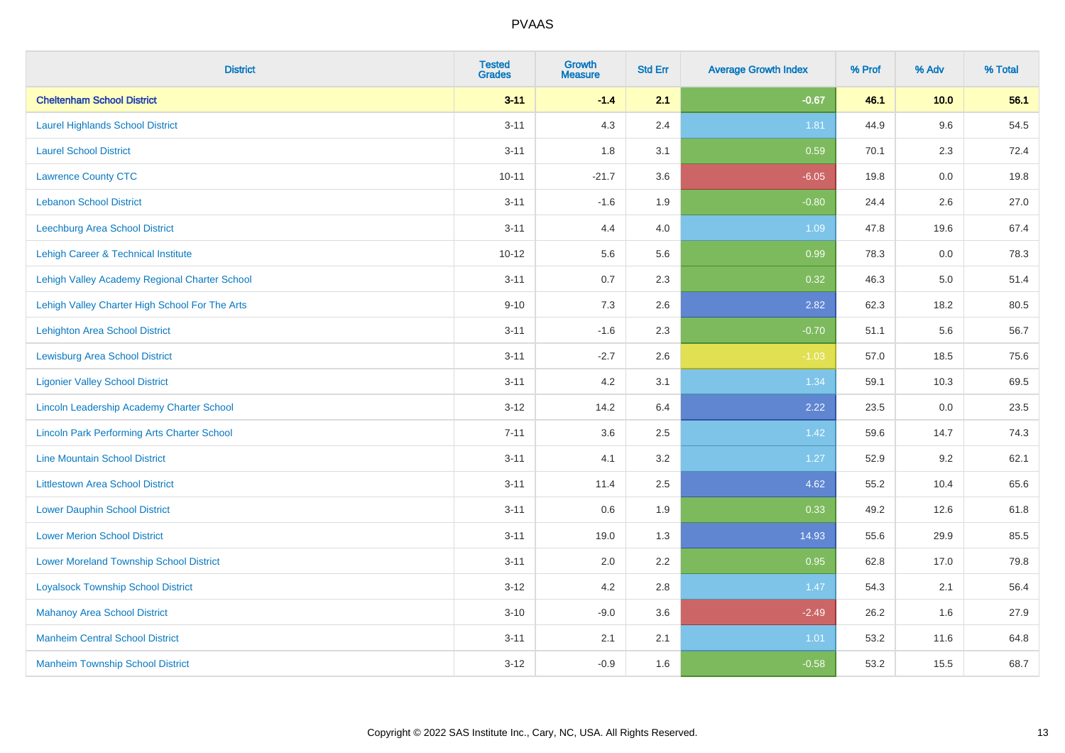# PVAAS

| District | Tested Grades | Growth Measure | Std Err | Average Growth Index | % Prof | % Adv | % Total |
|---|---|---|---|---|---|---|---|
| **Cheltenham School District** | **3-11** | **-1.4** | **2.1** | **-0.67** | **46.1** | **10.0** | **56.1** |
| Laurel Highlands School District | 3-11 | 4.3 | 2.4 | 1.81 | 44.9 | 9.6 | 54.5 |
| Laurel School District | 3-11 | 1.8 | 3.1 | 0.59 | 70.1 | 2.3 | 72.4 |
| Lawrence County CTC | 10-11 | -21.7 | 3.6 | -6.05 | 19.8 | 0.0 | 19.8 |
| Lebanon School District | 3-11 | -1.6 | 1.9 | -0.80 | 24.4 | 2.6 | 27.0 |
| Leechburg Area School District | 3-11 | 4.4 | 4.0 | 1.09 | 47.8 | 19.6 | 67.4 |
| Lehigh Career & Technical Institute | 10-12 | 5.6 | 5.6 | 0.99 | 78.3 | 0.0 | 78.3 |
| Lehigh Valley Academy Regional Charter School | 3-11 | 0.7 | 2.3 | 0.32 | 46.3 | 5.0 | 51.4 |
| Lehigh Valley Charter High School For The Arts | 9-10 | 7.3 | 2.6 | 2.82 | 62.3 | 18.2 | 80.5 |
| Lehighton Area School District | 3-11 | -1.6 | 2.3 | -0.70 | 51.1 | 5.6 | 56.7 |
| Lewisburg Area School District | 3-11 | -2.7 | 2.6 | -1.03 | 57.0 | 18.5 | 75.6 |
| Ligonier Valley School District | 3-11 | 4.2 | 3.1 | 1.34 | 59.1 | 10.3 | 69.5 |
| Lincoln Leadership Academy Charter School | 3-12 | 14.2 | 6.4 | 2.22 | 23.5 | 0.0 | 23.5 |
| Lincoln Park Performing Arts Charter School | 7-11 | 3.6 | 2.5 | 1.42 | 59.6 | 14.7 | 74.3 |
| Line Mountain School District | 3-11 | 4.1 | 3.2 | 1.27 | 52.9 | 9.2 | 62.1 |
| Littlestown Area School District | 3-11 | 11.4 | 2.5 | 4.62 | 55.2 | 10.4 | 65.6 |
| Lower Dauphin School District | 3-11 | 0.6 | 1.9 | 0.33 | 49.2 | 12.6 | 61.8 |
| Lower Merion School District | 3-11 | 19.0 | 1.3 | 14.93 | 55.6 | 29.9 | 85.5 |
| Lower Moreland Township School District | 3-11 | 2.0 | 2.2 | 0.95 | 62.8 | 17.0 | 79.8 |
| Loyalsock Township School District | 3-12 | 4.2 | 2.8 | 1.47 | 54.3 | 2.1 | 56.4 |
| Mahanoy Area School District | 3-10 | -9.0 | 3.6 | -2.49 | 26.2 | 1.6 | 27.9 |
| Manheim Central School District | 3-11 | 2.1 | 2.1 | 1.01 | 53.2 | 11.6 | 64.8 |
| Manheim Township School District | 3-12 | -0.9 | 1.6 | -0.58 | 53.2 | 15.5 | 68.7 |

Copyright © 2022 SAS Institute Inc., Cary, NC, USA. All Rights Reserved.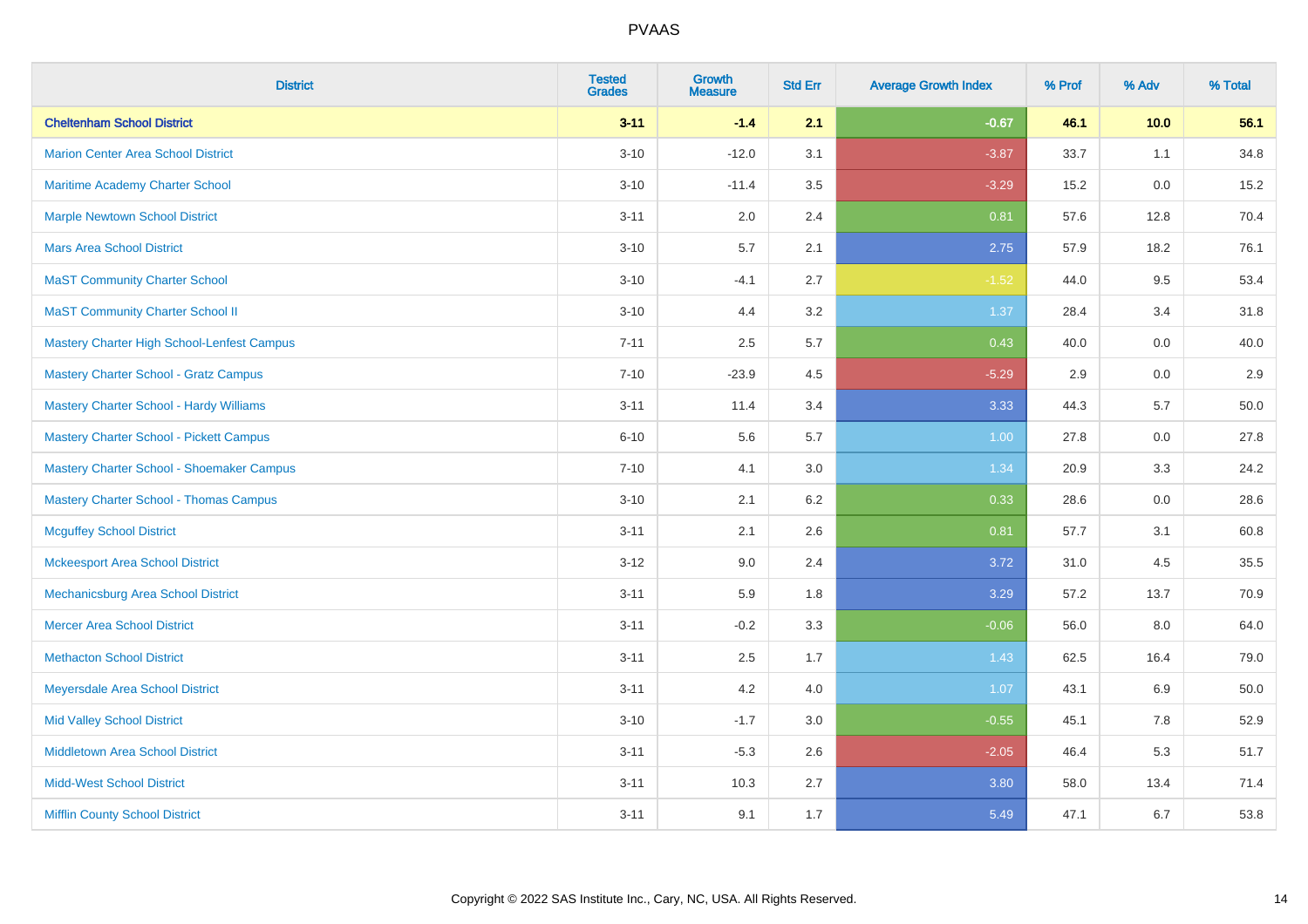| District | Tested Grades | Growth Measure | Std Err | Average Growth Index | % Prof | % Adv | % Total |
|---|---|---|---|---|---|---|---|
| **Cheltenham School District** | **3-11** | **-1.4** | **2.1** | **-0.67** | **46.1** | **10.0** | **56.1** |
| Marion Center Area School District | 3-10 | -12.0 | 3.1 | -3.87 | 33.7 | 1.1 | 34.8 |
| Maritime Academy Charter School | 3-10 | -11.4 | 3.5 | -3.29 | 15.2 | 0.0 | 15.2 |
| Marple Newtown School District | 3-11 | 2.0 | 2.4 | 0.81 | 57.6 | 12.8 | 70.4 |
| Mars Area School District | 3-10 | 5.7 | 2.1 | 2.75 | 57.9 | 18.2 | 76.1 |
| MaST Community Charter School | 3-10 | -4.1 | 2.7 | -1.52 | 44.0 | 9.5 | 53.4 |
| MaST Community Charter School II | 3-10 | 4.4 | 3.2 | 1.37 | 28.4 | 3.4 | 31.8 |
| Mastery Charter High School-Lenfest Campus | 7-11 | 2.5 | 5.7 | 0.43 | 40.0 | 0.0 | 40.0 |
| Mastery Charter School - Gratz Campus | 7-10 | -23.9 | 4.5 | -5.29 | 2.9 | 0.0 | 2.9 |
| Mastery Charter School - Hardy Williams | 3-11 | 11.4 | 3.4 | 3.33 | 44.3 | 5.7 | 50.0 |
| Mastery Charter School - Pickett Campus | 6-10 | 5.6 | 5.7 | 1.00 | 27.8 | 0.0 | 27.8 |
| Mastery Charter School - Shoemaker Campus | 7-10 | 4.1 | 3.0 | 1.34 | 20.9 | 3.3 | 24.2 |
| Mastery Charter School - Thomas Campus | 3-10 | 2.1 | 6.2 | 0.33 | 28.6 | 0.0 | 28.6 |
| Mcguffey School District | 3-11 | 2.1 | 2.6 | 0.81 | 57.7 | 3.1 | 60.8 |
| Mckeesport Area School District | 3-12 | 9.0 | 2.4 | 3.72 | 31.0 | 4.5 | 35.5 |
| Mechanicsburg Area School District | 3-11 | 5.9 | 1.8 | 3.29 | 57.2 | 13.7 | 70.9 |
| Mercer Area School District | 3-11 | -0.2 | 3.3 | -0.06 | 56.0 | 8.0 | 64.0 |
| Methacton School District | 3-11 | 2.5 | 1.7 | 1.43 | 62.5 | 16.4 | 79.0 |
| Meyersdale Area School District | 3-11 | 4.2 | 4.0 | 1.07 | 43.1 | 6.9 | 50.0 |
| Mid Valley School District | 3-10 | -1.7 | 3.0 | -0.55 | 45.1 | 7.8 | 52.9 |
| Middletown Area School District | 3-11 | -5.3 | 2.6 | -2.05 | 46.4 | 5.3 | 51.7 |
| Midd-West School District | 3-11 | 10.3 | 2.7 | 3.80 | 58.0 | 13.4 | 71.4 |
| Mifflin County School District | 3-11 | 9.1 | 1.7 | 5.49 | 47.1 | 6.7 | 53.8 |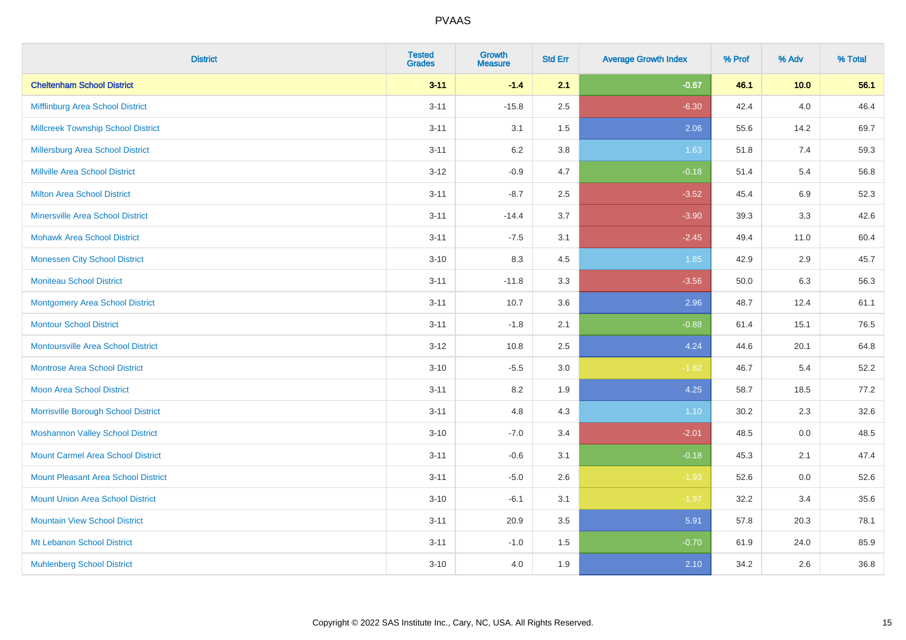| District | Tested Grades | Growth Measure | Std Err | Average Growth Index | % Prof | % Adv | % Total |
|---|---|---|---|---|---|---|---|
| **Cheltenham School District** | **3-11** | **-1.4** | **2.1** | **-0.67** | **46.1** | **10.0** | **56.1** |
| Mifflinburg Area School District | 3-11 | -15.8 | 2.5 | -6.30 | 42.4 | 4.0 | 46.4 |
| Millcreek Township School District | 3-11 | 3.1 | 1.5 | 2.06 | 55.6 | 14.2 | 69.7 |
| Millersburg Area School District | 3-11 | 6.2 | 3.8 | 1.63 | 51.8 | 7.4 | 59.3 |
| Millville Area School District | 3-12 | -0.9 | 4.7 | -0.18 | 51.4 | 5.4 | 56.8 |
| Milton Area School District | 3-11 | -8.7 | 2.5 | -3.52 | 45.4 | 6.9 | 52.3 |
| Minersville Area School District | 3-11 | -14.4 | 3.7 | -3.90 | 39.3 | 3.3 | 42.6 |
| Mohawk Area School District | 3-11 | -7.5 | 3.1 | -2.45 | 49.4 | 11.0 | 60.4 |
| Monessen City School District | 3-10 | 8.3 | 4.5 | 1.85 | 42.9 | 2.9 | 45.7 |
| Moniteau School District | 3-11 | -11.8 | 3.3 | -3.56 | 50.0 | 6.3 | 56.3 |
| Montgomery Area School District | 3-11 | 10.7 | 3.6 | 2.96 | 48.7 | 12.4 | 61.1 |
| Montour School District | 3-11 | -1.8 | 2.1 | -0.88 | 61.4 | 15.1 | 76.5 |
| Montoursville Area School District | 3-12 | 10.8 | 2.5 | 4.24 | 44.6 | 20.1 | 64.8 |
| Montrose Area School District | 3-10 | -5.5 | 3.0 | -1.82 | 46.7 | 5.4 | 52.2 |
| Moon Area School District | 3-11 | 8.2 | 1.9 | 4.25 | 58.7 | 18.5 | 77.2 |
| Morrisville Borough School District | 3-11 | 4.8 | 4.3 | 1.10 | 30.2 | 2.3 | 32.6 |
| Moshannon Valley School District | 3-10 | -7.0 | 3.4 | -2.01 | 48.5 | 0.0 | 48.5 |
| Mount Carmel Area School District | 3-11 | -0.6 | 3.1 | -0.18 | 45.3 | 2.1 | 47.4 |
| Mount Pleasant Area School District | 3-11 | -5.0 | 2.6 | -1.93 | 52.6 | 0.0 | 52.6 |
| Mount Union Area School District | 3-10 | -6.1 | 3.1 | -1.97 | 32.2 | 3.4 | 35.6 |
| Mountain View School District | 3-11 | 20.9 | 3.5 | 5.91 | 57.8 | 20.3 | 78.1 |
| Mt Lebanon School District | 3-11 | -1.0 | 1.5 | -0.70 | 61.9 | 24.0 | 85.9 |
| Muhlenberg School District | 3-10 | 4.0 | 1.9 | 2.10 | 34.2 | 2.6 | 36.8 |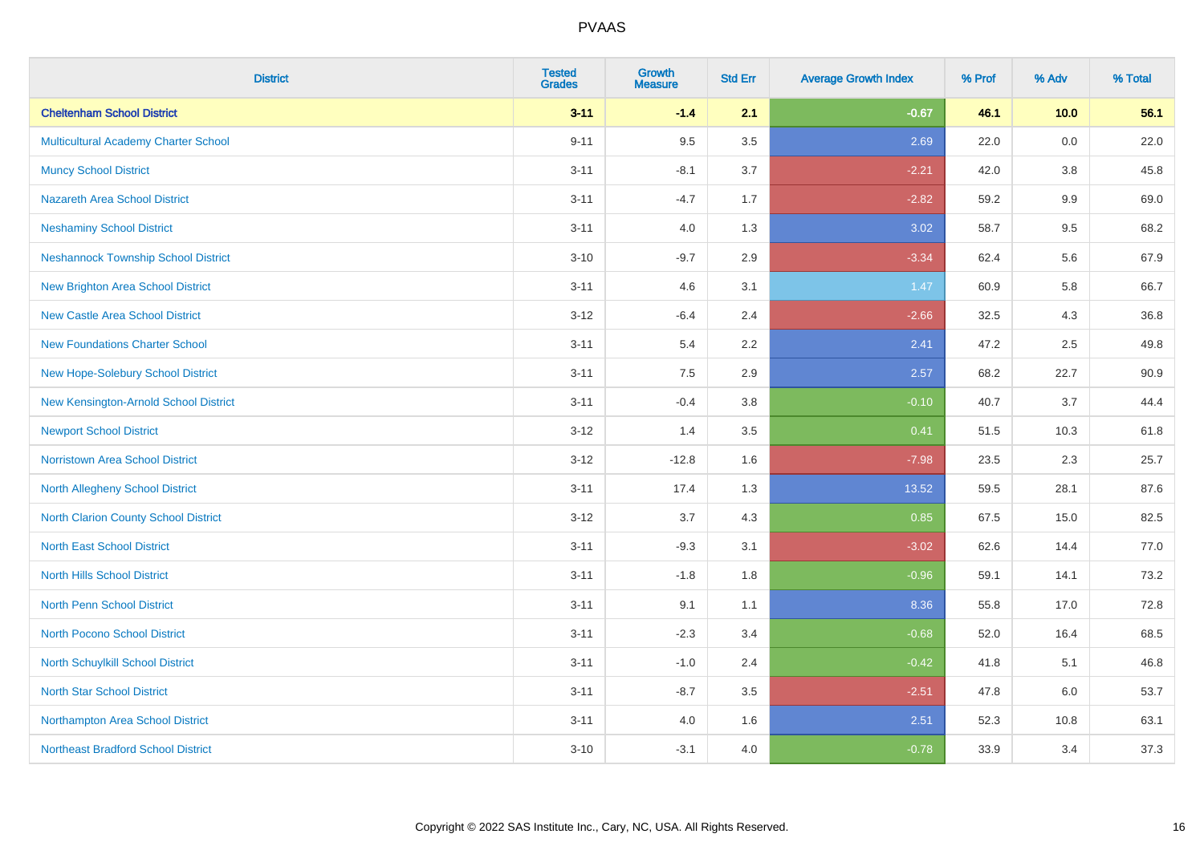| District | Tested Grades | Growth Measure | Std Err | Average Growth Index | % Prof | % Adv | % Total |
|---|---|---|---|---|---|---|---|
| **Cheltenham School District** | **3-11** | **-1.4** | **2.1** | **-0.67** | **46.1** | **10.0** | **56.1** |
| Multicultural Academy Charter School | 9-11 | 9.5 | 3.5 | 2.69 | 22.0 | 0.0 | 22.0 |
| Muncy School District | 3-11 | -8.1 | 3.7 | -2.21 | 42.0 | 3.8 | 45.8 |
| Nazareth Area School District | 3-11 | -4.7 | 1.7 | -2.82 | 59.2 | 9.9 | 69.0 |
| Neshaminy School District | 3-11 | 4.0 | 1.3 | 3.02 | 58.7 | 9.5 | 68.2 |
| Neshannock Township School District | 3-10 | -9.7 | 2.9 | -3.34 | 62.4 | 5.6 | 67.9 |
| New Brighton Area School District | 3-11 | 4.6 | 3.1 | 1.47 | 60.9 | 5.8 | 66.7 |
| New Castle Area School District | 3-12 | -6.4 | 2.4 | -2.66 | 32.5 | 4.3 | 36.8 |
| New Foundations Charter School | 3-11 | 5.4 | 2.2 | 2.41 | 47.2 | 2.5 | 49.8 |
| New Hope-Solebury School District | 3-11 | 7.5 | 2.9 | 2.57 | 68.2 | 22.7 | 90.9 |
| New Kensington-Arnold School District | 3-11 | -0.4 | 3.8 | -0.10 | 40.7 | 3.7 | 44.4 |
| Newport School District | 3-12 | 1.4 | 3.5 | 0.41 | 51.5 | 10.3 | 61.8 |
| Norristown Area School District | 3-12 | -12.8 | 1.6 | -7.98 | 23.5 | 2.3 | 25.7 |
| North Allegheny School District | 3-11 | 17.4 | 1.3 | 13.52 | 59.5 | 28.1 | 87.6 |
| North Clarion County School District | 3-12 | 3.7 | 4.3 | 0.85 | 67.5 | 15.0 | 82.5 |
| North East School District | 3-11 | -9.3 | 3.1 | -3.02 | 62.6 | 14.4 | 77.0 |
| North Hills School District | 3-11 | -1.8 | 1.8 | -0.96 | 59.1 | 14.1 | 73.2 |
| North Penn School District | 3-11 | 9.1 | 1.1 | 8.36 | 55.8 | 17.0 | 72.8 |
| North Pocono School District | 3-11 | -2.3 | 3.4 | -0.68 | 52.0 | 16.4 | 68.5 |
| North Schuylkill School District | 3-11 | -1.0 | 2.4 | -0.42 | 41.8 | 5.1 | 46.8 |
| North Star School District | 3-11 | -8.7 | 3.5 | -2.51 | 47.8 | 6.0 | 53.7 |
| Northampton Area School District | 3-11 | 4.0 | 1.6 | 2.51 | 52.3 | 10.8 | 63.1 |
| Northeast Bradford School District | 3-10 | -3.1 | 4.0 | -0.78 | 33.9 | 3.4 | 37.3 |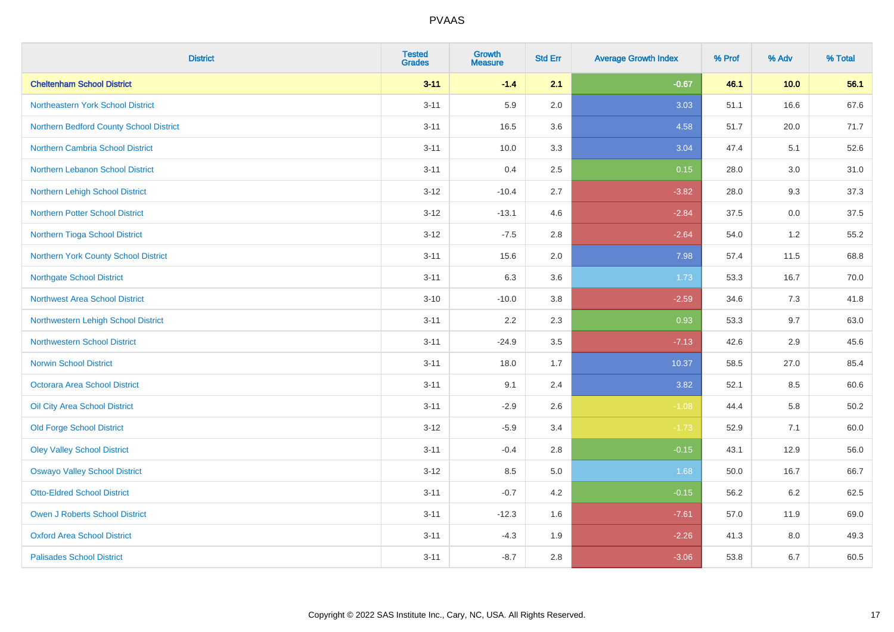# PVAAS

| District | Tested Grades | Growth Measure | Std Err | Average Growth Index | % Prof | % Adv | % Total |
|---|---|---|---|---|---|---|---|
| **Cheltenham School District** | **3-11** | **-1.4** | **2.1** | **-0.67** | **46.1** | **10.0** | **56.1** |
| Northeastern York School District | 3-11 | 5.9 | 2.0 | 3.03 | 51.1 | 16.6 | 67.6 |
| Northern Bedford County School District | 3-11 | 16.5 | 3.6 | 4.58 | 51.7 | 20.0 | 71.7 |
| Northern Cambria School District | 3-11 | 10.0 | 3.3 | 3.04 | 47.4 | 5.1 | 52.6 |
| Northern Lebanon School District | 3-11 | 0.4 | 2.5 | 0.15 | 28.0 | 3.0 | 31.0 |
| Northern Lehigh School District | 3-12 | -10.4 | 2.7 | -3.82 | 28.0 | 9.3 | 37.3 |
| Northern Potter School District | 3-12 | -13.1 | 4.6 | -2.84 | 37.5 | 0.0 | 37.5 |
| Northern Tioga School District | 3-12 | -7.5 | 2.8 | -2.64 | 54.0 | 1.2 | 55.2 |
| Northern York County School District | 3-11 | 15.6 | 2.0 | 7.98 | 57.4 | 11.5 | 68.8 |
| Northgate School District | 3-11 | 6.3 | 3.6 | 1.73 | 53.3 | 16.7 | 70.0 |
| Northwest Area School District | 3-10 | -10.0 | 3.8 | -2.59 | 34.6 | 7.3 | 41.8 |
| Northwestern Lehigh School District | 3-11 | 2.2 | 2.3 | 0.93 | 53.3 | 9.7 | 63.0 |
| Northwestern School District | 3-11 | -24.9 | 3.5 | -7.13 | 42.6 | 2.9 | 45.6 |
| Norwin School District | 3-11 | 18.0 | 1.7 | 10.37 | 58.5 | 27.0 | 85.4 |
| Octorara Area School District | 3-11 | 9.1 | 2.4 | 3.82 | 52.1 | 8.5 | 60.6 |
| Oil City Area School District | 3-11 | -2.9 | 2.6 | -1.08 | 44.4 | 5.8 | 50.2 |
| Old Forge School District | 3-12 | -5.9 | 3.4 | -1.73 | 52.9 | 7.1 | 60.0 |
| Oley Valley School District | 3-11 | -0.4 | 2.8 | -0.15 | 43.1 | 12.9 | 56.0 |
| Oswayo Valley School District | 3-12 | 8.5 | 5.0 | 1.68 | 50.0 | 16.7 | 66.7 |
| Otto-Eldred School District | 3-11 | -0.7 | 4.2 | -0.15 | 56.2 | 6.2 | 62.5 |
| Owen J Roberts School District | 3-11 | -12.3 | 1.6 | -7.61 | 57.0 | 11.9 | 69.0 |
| Oxford Area School District | 3-11 | -4.3 | 1.9 | -2.26 | 41.3 | 8.0 | 49.3 |
| Palisades School District | 3-11 | -8.7 | 2.8 | -3.06 | 53.8 | 6.7 | 60.5 |

Copyright © 2022 SAS Institute Inc., Cary, NC, USA. All Rights Reserved.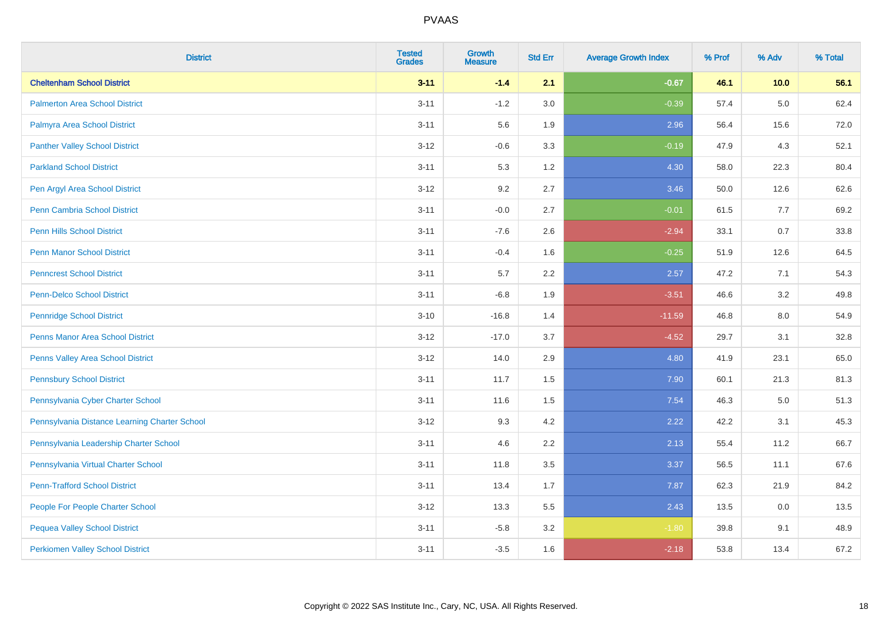# PVAAS

| District | Tested Grades | Growth Measure | Std Err | Average Growth Index | % Prof | % Adv | % Total |
|---|---|---|---|---|---|---|---|
| **Cheltenham School District** | **3-11** | **-1.4** | **2.1** | **-0.67** | **46.1** | **10.0** | **56.1** |
| Palmerton Area School District | 3-11 | -1.2 | 3.0 | -0.39 | 57.4 | 5.0 | 62.4 |
| Palmyra Area School District | 3-11 | 5.6 | 1.9 | 2.96 | 56.4 | 15.6 | 72.0 |
| Panther Valley School District | 3-12 | -0.6 | 3.3 | -0.19 | 47.9 | 4.3 | 52.1 |
| Parkland School District | 3-11 | 5.3 | 1.2 | 4.30 | 58.0 | 22.3 | 80.4 |
| Pen Argyl Area School District | 3-12 | 9.2 | 2.7 | 3.46 | 50.0 | 12.6 | 62.6 |
| Penn Cambria School District | 3-11 | -0.0 | 2.7 | -0.01 | 61.5 | 7.7 | 69.2 |
| Penn Hills School District | 3-11 | -7.6 | 2.6 | -2.94 | 33.1 | 0.7 | 33.8 |
| Penn Manor School District | 3-11 | -0.4 | 1.6 | -0.25 | 51.9 | 12.6 | 64.5 |
| Penncrest School District | 3-11 | 5.7 | 2.2 | 2.57 | 47.2 | 7.1 | 54.3 |
| Penn-Delco School District | 3-11 | -6.8 | 1.9 | -3.51 | 46.6 | 3.2 | 49.8 |
| Pennridge School District | 3-10 | -16.8 | 1.4 | -11.59 | 46.8 | 8.0 | 54.9 |
| Penns Manor Area School District | 3-12 | -17.0 | 3.7 | -4.52 | 29.7 | 3.1 | 32.8 |
| Penns Valley Area School District | 3-12 | 14.0 | 2.9 | 4.80 | 41.9 | 23.1 | 65.0 |
| Pennsbury School District | 3-11 | 11.7 | 1.5 | 7.90 | 60.1 | 21.3 | 81.3 |
| Pennsylvania Cyber Charter School | 3-11 | 11.6 | 1.5 | 7.54 | 46.3 | 5.0 | 51.3 |
| Pennsylvania Distance Learning Charter School | 3-12 | 9.3 | 4.2 | 2.22 | 42.2 | 3.1 | 45.3 |
| Pennsylvania Leadership Charter School | 3-11 | 4.6 | 2.2 | 2.13 | 55.4 | 11.2 | 66.7 |
| Pennsylvania Virtual Charter School | 3-11 | 11.8 | 3.5 | 3.37 | 56.5 | 11.1 | 67.6 |
| Penn-Trafford School District | 3-11 | 13.4 | 1.7 | 7.87 | 62.3 | 21.9 | 84.2 |
| People For People Charter School | 3-12 | 13.3 | 5.5 | 2.43 | 13.5 | 0.0 | 13.5 |
| Pequea Valley School District | 3-11 | -5.8 | 3.2 | -1.80 | 39.8 | 9.1 | 48.9 |
| Perkiomen Valley School District | 3-11 | -3.5 | 1.6 | -2.18 | 53.8 | 13.4 | 67.2 |

Copyright © 2022 SAS Institute Inc., Cary, NC, USA. All Rights Reserved.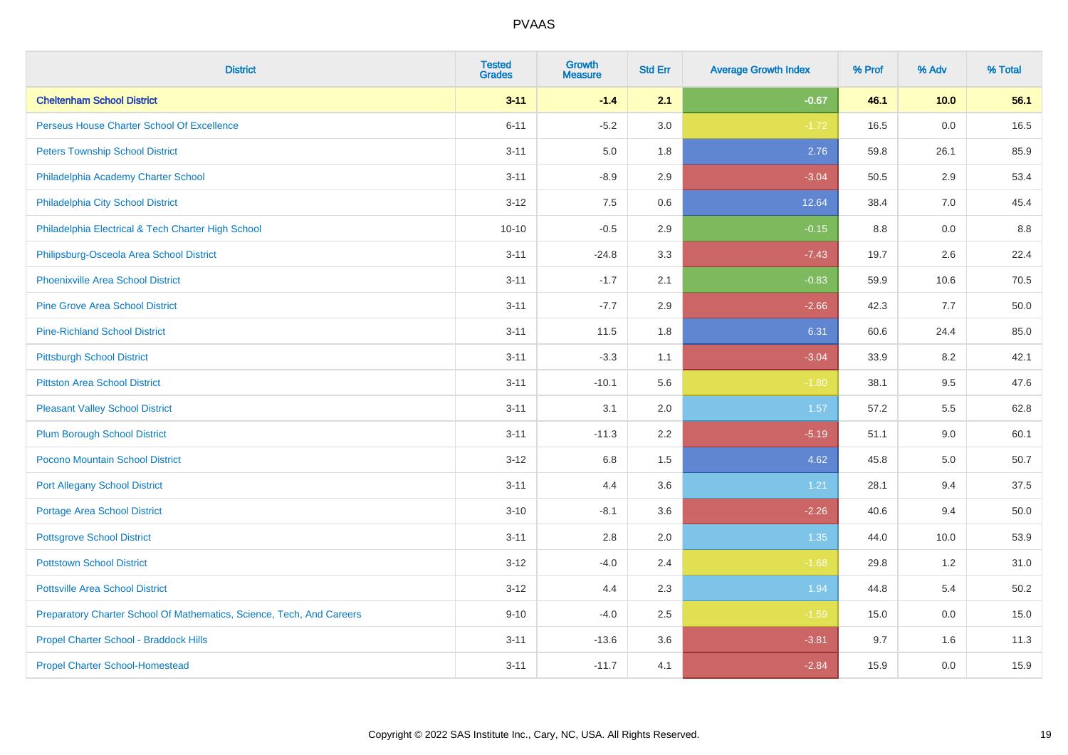| District | Tested Grades | Growth Measure | Std Err | Average Growth Index | % Prof | % Adv | % Total |
|---|---|---|---|---|---|---|---|
| **Cheltenham School District** | **3-11** | **-1.4** | **2.1** | **-0.67** | **46.1** | **10.0** | **56.1** |
| Perseus House Charter School Of Excellence | 6-11 | -5.2 | 3.0 | -1.72 | 16.5 | 0.0 | 16.5 |
| Peters Township School District | 3-11 | 5.0 | 1.8 | 2.76 | 59.8 | 26.1 | 85.9 |
| Philadelphia Academy Charter School | 3-11 | -8.9 | 2.9 | -3.04 | 50.5 | 2.9 | 53.4 |
| Philadelphia City School District | 3-12 | 7.5 | 0.6 | 12.64 | 38.4 | 7.0 | 45.4 |
| Philadelphia Electrical & Tech Charter High School | 10-10 | -0.5 | 2.9 | -0.15 | 8.8 | 0.0 | 8.8 |
| Philipsburg-Osceola Area School District | 3-11 | -24.8 | 3.3 | -7.43 | 19.7 | 2.6 | 22.4 |
| Phoenixville Area School District | 3-11 | -1.7 | 2.1 | -0.83 | 59.9 | 10.6 | 70.5 |
| Pine Grove Area School District | 3-11 | -7.7 | 2.9 | -2.66 | 42.3 | 7.7 | 50.0 |
| Pine-Richland School District | 3-11 | 11.5 | 1.8 | 6.31 | 60.6 | 24.4 | 85.0 |
| Pittsburgh School District | 3-11 | -3.3 | 1.1 | -3.04 | 33.9 | 8.2 | 42.1 |
| Pittston Area School District | 3-11 | -10.1 | 5.6 | -1.80 | 38.1 | 9.5 | 47.6 |
| Pleasant Valley School District | 3-11 | 3.1 | 2.0 | 1.57 | 57.2 | 5.5 | 62.8 |
| Plum Borough School District | 3-11 | -11.3 | 2.2 | -5.19 | 51.1 | 9.0 | 60.1 |
| Pocono Mountain School District | 3-12 | 6.8 | 1.5 | 4.62 | 45.8 | 5.0 | 50.7 |
| Port Allegany School District | 3-11 | 4.4 | 3.6 | 1.21 | 28.1 | 9.4 | 37.5 |
| Portage Area School District | 3-10 | -8.1 | 3.6 | -2.26 | 40.6 | 9.4 | 50.0 |
| Pottsgrove School District | 3-11 | 2.8 | 2.0 | 1.35 | 44.0 | 10.0 | 53.9 |
| Pottstown School District | 3-12 | -4.0 | 2.4 | -1.68 | 29.8 | 1.2 | 31.0 |
| Pottsville Area School District | 3-12 | 4.4 | 2.3 | 1.94 | 44.8 | 5.4 | 50.2 |
| Preparatory Charter School Of Mathematics, Science, Tech, And Careers | 9-10 | -4.0 | 2.5 | -1.59 | 15.0 | 0.0 | 15.0 |
| Propel Charter School - Braddock Hills | 3-11 | -13.6 | 3.6 | -3.81 | 9.7 | 1.6 | 11.3 |
| Propel Charter School-Homestead | 3-11 | -11.7 | 4.1 | -2.84 | 15.9 | 0.0 | 15.9 |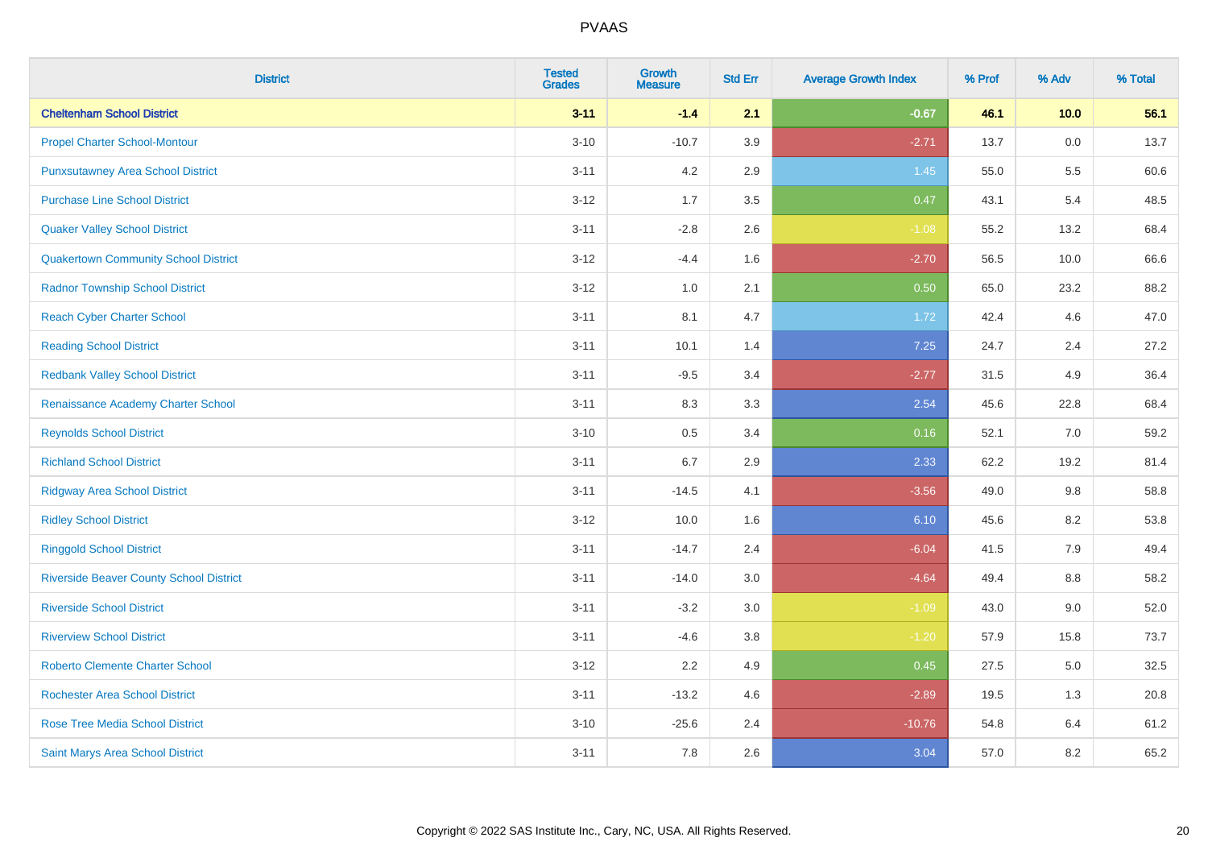| District | Tested Grades | Growth Measure | Std Err | Average Growth Index | % Prof | % Adv | % Total |
|---|---|---|---|---|---|---|---|
| **Cheltenham School District** | **3-11** | **-1.4** | **2.1** | **-0.67** | **46.1** | **10.0** | **56.1** |
| Propel Charter School-Montour | 3-10 | -10.7 | 3.9 | -2.71 | 13.7 | 0.0 | 13.7 |
| Punxsutawney Area School District | 3-11 | 4.2 | 2.9 | 1.45 | 55.0 | 5.5 | 60.6 |
| Purchase Line School District | 3-12 | 1.7 | 3.5 | 0.47 | 43.1 | 5.4 | 48.5 |
| Quaker Valley School District | 3-11 | -2.8 | 2.6 | -1.08 | 55.2 | 13.2 | 68.4 |
| Quakertown Community School District | 3-12 | -4.4 | 1.6 | -2.70 | 56.5 | 10.0 | 66.6 |
| Radnor Township School District | 3-12 | 1.0 | 2.1 | 0.50 | 65.0 | 23.2 | 88.2 |
| Reach Cyber Charter School | 3-11 | 8.1 | 4.7 | 1.72 | 42.4 | 4.6 | 47.0 |
| Reading School District | 3-11 | 10.1 | 1.4 | 7.25 | 24.7 | 2.4 | 27.2 |
| Redbank Valley School District | 3-11 | -9.5 | 3.4 | -2.77 | 31.5 | 4.9 | 36.4 |
| Renaissance Academy Charter School | 3-11 | 8.3 | 3.3 | 2.54 | 45.6 | 22.8 | 68.4 |
| Reynolds School District | 3-10 | 0.5 | 3.4 | 0.16 | 52.1 | 7.0 | 59.2 |
| Richland School District | 3-11 | 6.7 | 2.9 | 2.33 | 62.2 | 19.2 | 81.4 |
| Ridgway Area School District | 3-11 | -14.5 | 4.1 | -3.56 | 49.0 | 9.8 | 58.8 |
| Ridley School District | 3-12 | 10.0 | 1.6 | 6.10 | 45.6 | 8.2 | 53.8 |
| Ringgold School District | 3-11 | -14.7 | 2.4 | -6.04 | 41.5 | 7.9 | 49.4 |
| Riverside Beaver County School District | 3-11 | -14.0 | 3.0 | -4.64 | 49.4 | 8.8 | 58.2 |
| Riverside School District | 3-11 | -3.2 | 3.0 | -1.09 | 43.0 | 9.0 | 52.0 |
| Riverview School District | 3-11 | -4.6 | 3.8 | -1.20 | 57.9 | 15.8 | 73.7 |
| Roberto Clemente Charter School | 3-12 | 2.2 | 4.9 | 0.45 | 27.5 | 5.0 | 32.5 |
| Rochester Area School District | 3-11 | -13.2 | 4.6 | -2.89 | 19.5 | 1.3 | 20.8 |
| Rose Tree Media School District | 3-10 | -25.6 | 2.4 | -10.76 | 54.8 | 6.4 | 61.2 |
| Saint Marys Area School District | 3-11 | 7.8 | 2.6 | 3.04 | 57.0 | 8.2 | 65.2 |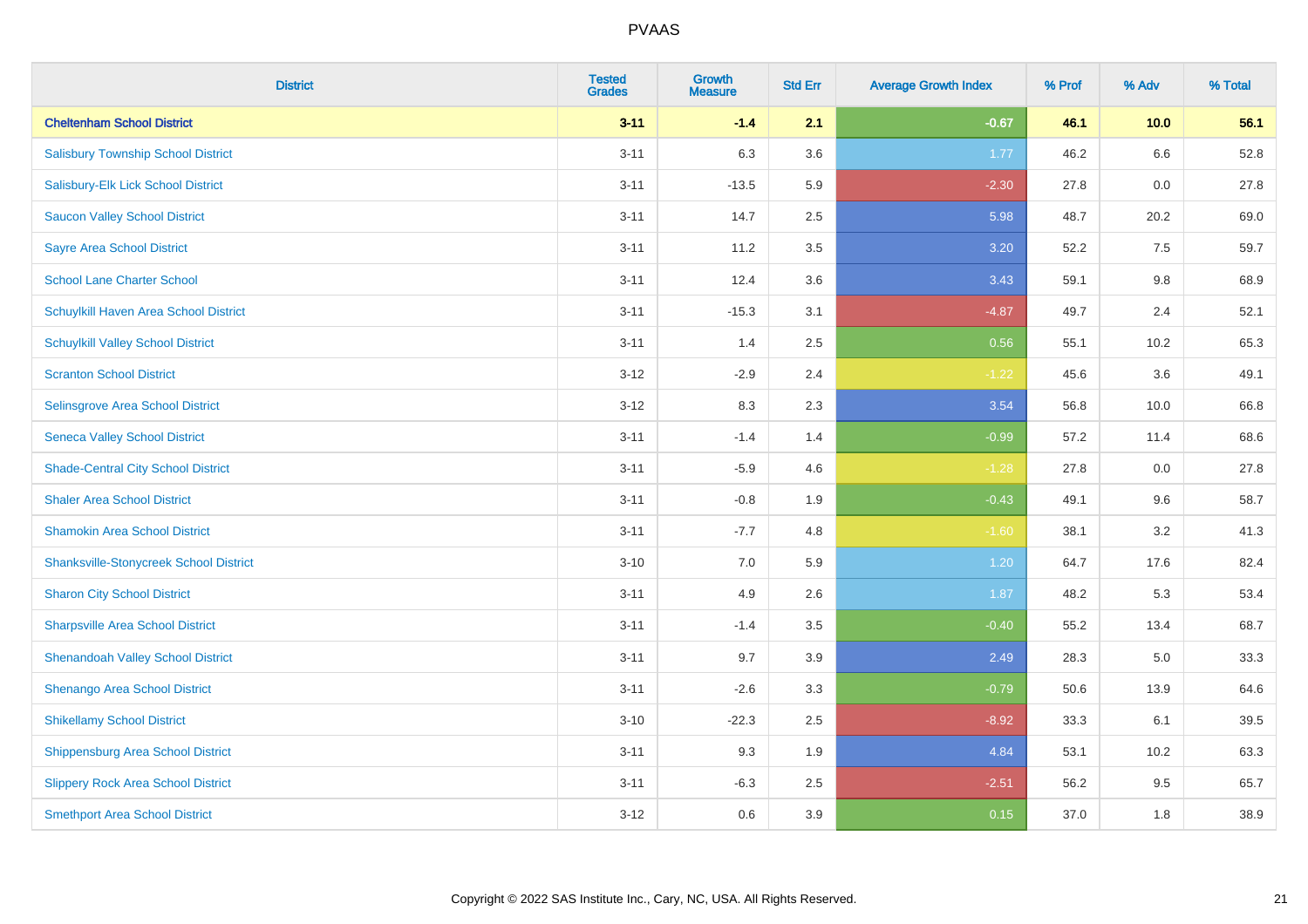# PVAAS

| District | Tested Grades | Growth Measure | Std Err | Average Growth Index | % Prof | % Adv | % Total |
|---|---|---|---|---|---|---|---|
| **Cheltenham School District** | **3-11** | **-1.4** | **2.1** | **-0.67** | **46.1** | **10.0** | **56.1** |
| Salisbury Township School District | 3-11 | 6.3 | 3.6 | 1.77 | 46.2 | 6.6 | 52.8 |
| Salisbury-Elk Lick School District | 3-11 | -13.5 | 5.9 | -2.30 | 27.8 | 0.0 | 27.8 |
| Saucon Valley School District | 3-11 | 14.7 | 2.5 | 5.98 | 48.7 | 20.2 | 69.0 |
| Sayre Area School District | 3-11 | 11.2 | 3.5 | 3.20 | 52.2 | 7.5 | 59.7 |
| School Lane Charter School | 3-11 | 12.4 | 3.6 | 3.43 | 59.1 | 9.8 | 68.9 |
| Schuylkill Haven Area School District | 3-11 | -15.3 | 3.1 | -4.87 | 49.7 | 2.4 | 52.1 |
| Schuylkill Valley School District | 3-11 | 1.4 | 2.5 | 0.56 | 55.1 | 10.2 | 65.3 |
| Scranton School District | 3-12 | -2.9 | 2.4 | -1.22 | 45.6 | 3.6 | 49.1 |
| Selinsgrove Area School District | 3-12 | 8.3 | 2.3 | 3.54 | 56.8 | 10.0 | 66.8 |
| Seneca Valley School District | 3-11 | -1.4 | 1.4 | -0.99 | 57.2 | 11.4 | 68.6 |
| Shade-Central City School District | 3-11 | -5.9 | 4.6 | -1.28 | 27.8 | 0.0 | 27.8 |
| Shaler Area School District | 3-11 | -0.8 | 1.9 | -0.43 | 49.1 | 9.6 | 58.7 |
| Shamokin Area School District | 3-11 | -7.7 | 4.8 | -1.60 | 38.1 | 3.2 | 41.3 |
| Shanksville-Stonycreek School District | 3-10 | 7.0 | 5.9 | 1.20 | 64.7 | 17.6 | 82.4 |
| Sharon City School District | 3-11 | 4.9 | 2.6 | 1.87 | 48.2 | 5.3 | 53.4 |
| Sharpsville Area School District | 3-11 | -1.4 | 3.5 | -0.40 | 55.2 | 13.4 | 68.7 |
| Shenandoah Valley School District | 3-11 | 9.7 | 3.9 | 2.49 | 28.3 | 5.0 | 33.3 |
| Shenango Area School District | 3-11 | -2.6 | 3.3 | -0.79 | 50.6 | 13.9 | 64.6 |
| Shikellamy School District | 3-10 | -22.3 | 2.5 | -8.92 | 33.3 | 6.1 | 39.5 |
| Shippensburg Area School District | 3-11 | 9.3 | 1.9 | 4.84 | 53.1 | 10.2 | 63.3 |
| Slippery Rock Area School District | 3-11 | -6.3 | 2.5 | -2.51 | 56.2 | 9.5 | 65.7 |
| Smethport Area School District | 3-12 | 0.6 | 3.9 | 0.15 | 37.0 | 1.8 | 38.9 |

Copyright © 2022 SAS Institute Inc., Cary, NC, USA. All Rights Reserved.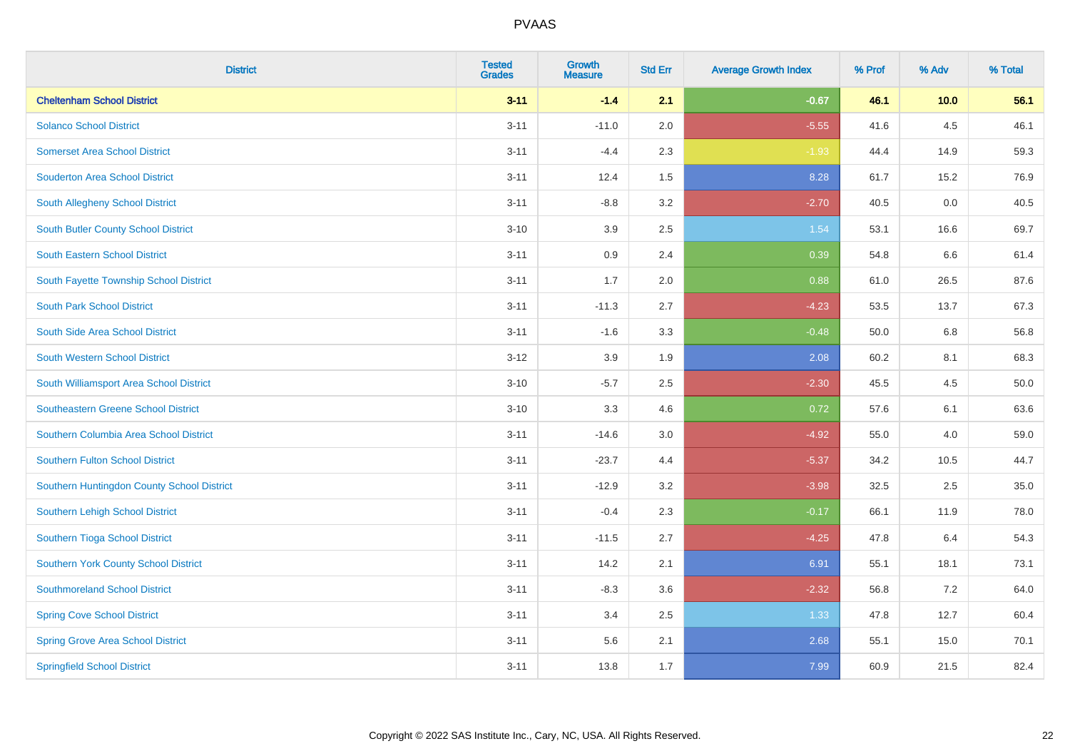# PVAAS

| District | Tested Grades | Growth Measure | Std Err | Average Growth Index | % Prof | % Adv | % Total |
|---|---|---|---|---|---|---|---|
| **Cheltenham School District** | **3-11** | **-1.4** | **2.1** | **-0.67** | **46.1** | **10.0** | **56.1** |
| Solanco School District | 3-11 | -11.0 | 2.0 | -5.55 | 41.6 | 4.5 | 46.1 |
| Somerset Area School District | 3-11 | -4.4 | 2.3 | -1.93 | 44.4 | 14.9 | 59.3 |
| Souderton Area School District | 3-11 | 12.4 | 1.5 | 8.28 | 61.7 | 15.2 | 76.9 |
| South Allegheny School District | 3-11 | -8.8 | 3.2 | -2.70 | 40.5 | 0.0 | 40.5 |
| South Butler County School District | 3-10 | 3.9 | 2.5 | 1.54 | 53.1 | 16.6 | 69.7 |
| South Eastern School District | 3-11 | 0.9 | 2.4 | 0.39 | 54.8 | 6.6 | 61.4 |
| South Fayette Township School District | 3-11 | 1.7 | 2.0 | 0.88 | 61.0 | 26.5 | 87.6 |
| South Park School District | 3-11 | -11.3 | 2.7 | -4.23 | 53.5 | 13.7 | 67.3 |
| South Side Area School District | 3-11 | -1.6 | 3.3 | -0.48 | 50.0 | 6.8 | 56.8 |
| South Western School District | 3-12 | 3.9 | 1.9 | 2.08 | 60.2 | 8.1 | 68.3 |
| South Williamsport Area School District | 3-10 | -5.7 | 2.5 | -2.30 | 45.5 | 4.5 | 50.0 |
| Southeastern Greene School District | 3-10 | 3.3 | 4.6 | 0.72 | 57.6 | 6.1 | 63.6 |
| Southern Columbia Area School District | 3-11 | -14.6 | 3.0 | -4.92 | 55.0 | 4.0 | 59.0 |
| Southern Fulton School District | 3-11 | -23.7 | 4.4 | -5.37 | 34.2 | 10.5 | 44.7 |
| Southern Huntingdon County School District | 3-11 | -12.9 | 3.2 | -3.98 | 32.5 | 2.5 | 35.0 |
| Southern Lehigh School District | 3-11 | -0.4 | 2.3 | -0.17 | 66.1 | 11.9 | 78.0 |
| Southern Tioga School District | 3-11 | -11.5 | 2.7 | -4.25 | 47.8 | 6.4 | 54.3 |
| Southern York County School District | 3-11 | 14.2 | 2.1 | 6.91 | 55.1 | 18.1 | 73.1 |
| Southmoreland School District | 3-11 | -8.3 | 3.6 | -2.32 | 56.8 | 7.2 | 64.0 |
| Spring Cove School District | 3-11 | 3.4 | 2.5 | 1.33 | 47.8 | 12.7 | 60.4 |
| Spring Grove Area School District | 3-11 | 5.6 | 2.1 | 2.68 | 55.1 | 15.0 | 70.1 |
| Springfield School District | 3-11 | 13.8 | 1.7 | 7.99 | 60.9 | 21.5 | 82.4 |

Copyright © 2022 SAS Institute Inc., Cary, NC, USA. All Rights Reserved.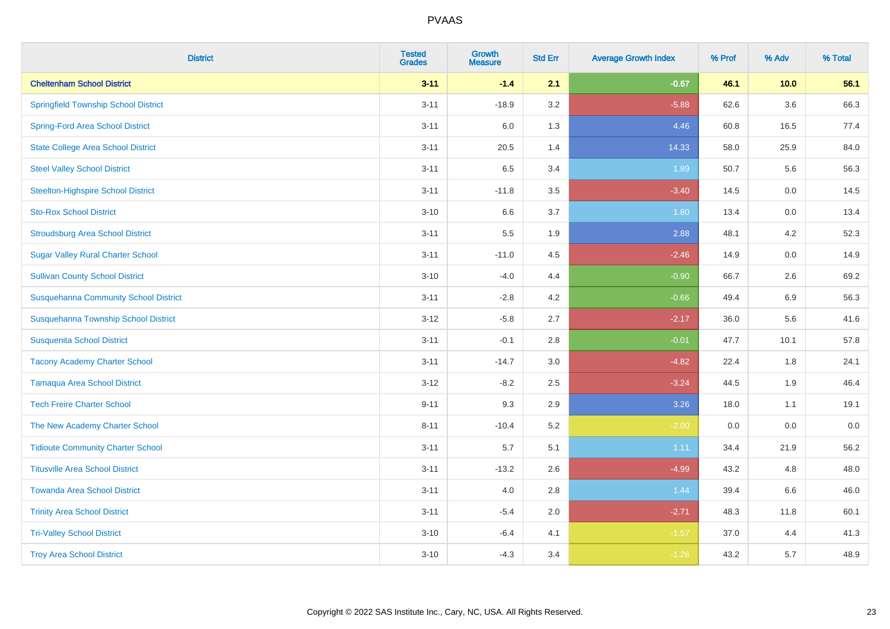# PVAAS

| District | Tested Grades | Growth Measure | Std Err | Average Growth Index | % Prof | % Adv | % Total |
|---|---|---|---|---|---|---|---|
| **Cheltenham School District** | **3-11** | **-1.4** | **2.1** | **-0.67** | **46.1** | **10.0** | **56.1** |
| Springfield Township School District | 3-11 | -18.9 | 3.2 | -5.88 | 62.6 | 3.6 | 66.3 |
| Spring-Ford Area School District | 3-11 | 6.0 | 1.3 | 4.46 | 60.8 | 16.5 | 77.4 |
| State College Area School District | 3-11 | 20.5 | 1.4 | 14.33 | 58.0 | 25.9 | 84.0 |
| Steel Valley School District | 3-11 | 6.5 | 3.4 | 1.89 | 50.7 | 5.6 | 56.3 |
| Steelton-Highspire School District | 3-11 | -11.8 | 3.5 | -3.40 | 14.5 | 0.0 | 14.5 |
| Sto-Rox School District | 3-10 | 6.6 | 3.7 | 1.80 | 13.4 | 0.0 | 13.4 |
| Stroudsburg Area School District | 3-11 | 5.5 | 1.9 | 2.88 | 48.1 | 4.2 | 52.3 |
| Sugar Valley Rural Charter School | 3-11 | -11.0 | 4.5 | -2.46 | 14.9 | 0.0 | 14.9 |
| Sullivan County School District | 3-10 | -4.0 | 4.4 | -0.90 | 66.7 | 2.6 | 69.2 |
| Susquehanna Community School District | 3-11 | -2.8 | 4.2 | -0.66 | 49.4 | 6.9 | 56.3 |
| Susquehanna Township School District | 3-12 | -5.8 | 2.7 | -2.17 | 36.0 | 5.6 | 41.6 |
| Susquenita School District | 3-11 | -0.1 | 2.8 | -0.01 | 47.7 | 10.1 | 57.8 |
| Tacony Academy Charter School | 3-11 | -14.7 | 3.0 | -4.82 | 22.4 | 1.8 | 24.1 |
| Tamaqua Area School District | 3-12 | -8.2 | 2.5 | -3.24 | 44.5 | 1.9 | 46.4 |
| Tech Freire Charter School | 9-11 | 9.3 | 2.9 | 3.26 | 18.0 | 1.1 | 19.1 |
| The New Academy Charter School | 8-11 | -10.4 | 5.2 | -2.00 | 0.0 | 0.0 | 0.0 |
| Tidioute Community Charter School | 3-11 | 5.7 | 5.1 | 1.11 | 34.4 | 21.9 | 56.2 |
| Titusville Area School District | 3-11 | -13.2 | 2.6 | -4.99 | 43.2 | 4.8 | 48.0 |
| Towanda Area School District | 3-11 | 4.0 | 2.8 | 1.44 | 39.4 | 6.6 | 46.0 |
| Trinity Area School District | 3-11 | -5.4 | 2.0 | -2.71 | 48.3 | 11.8 | 60.1 |
| Tri-Valley School District | 3-10 | -6.4 | 4.1 | -1.57 | 37.0 | 4.4 | 41.3 |
| Troy Area School District | 3-10 | -4.3 | 3.4 | -1.26 | 43.2 | 5.7 | 48.9 |

Copyright © 2022 SAS Institute Inc., Cary, NC, USA. All Rights Reserved.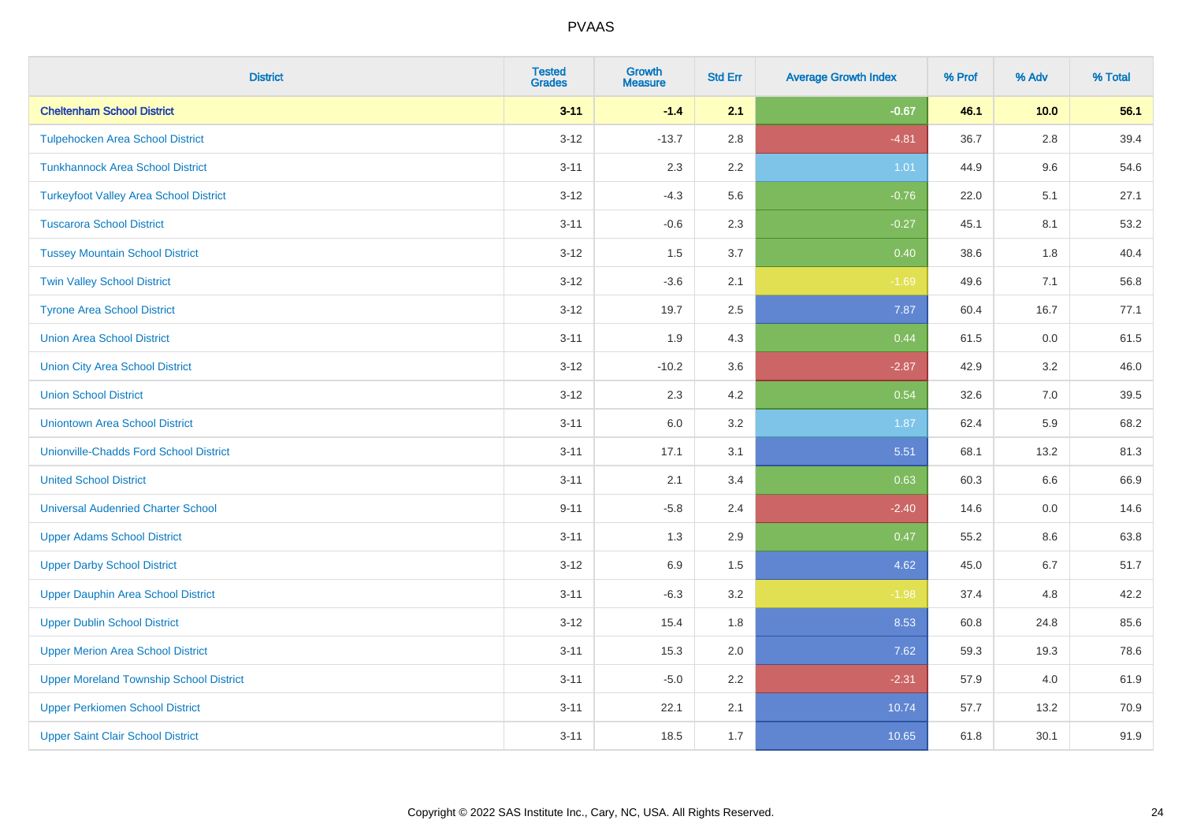| District | Tested Grades | Growth Measure | Std Err | Average Growth Index | % Prof | % Adv | % Total |
|---|---|---|---|---|---|---|---|
| **Cheltenham School District** | **3-11** | **-1.4** | **2.1** | **-0.67** | **46.1** | **10.0** | **56.1** |
| Tulpehocken Area School District | 3-12 | -13.7 | 2.8 | -4.81 | 36.7 | 2.8 | 39.4 |
| Tunkhannock Area School District | 3-11 | 2.3 | 2.2 | 1.01 | 44.9 | 9.6 | 54.6 |
| Turkeyfoot Valley Area School District | 3-12 | -4.3 | 5.6 | -0.76 | 22.0 | 5.1 | 27.1 |
| Tuscarora School District | 3-11 | -0.6 | 2.3 | -0.27 | 45.1 | 8.1 | 53.2 |
| Tussey Mountain School District | 3-12 | 1.5 | 3.7 | 0.40 | 38.6 | 1.8 | 40.4 |
| Twin Valley School District | 3-12 | -3.6 | 2.1 | -1.69 | 49.6 | 7.1 | 56.8 |
| Tyrone Area School District | 3-12 | 19.7 | 2.5 | 7.87 | 60.4 | 16.7 | 77.1 |
| Union Area School District | 3-11 | 1.9 | 4.3 | 0.44 | 61.5 | 0.0 | 61.5 |
| Union City Area School District | 3-12 | -10.2 | 3.6 | -2.87 | 42.9 | 3.2 | 46.0 |
| Union School District | 3-12 | 2.3 | 4.2 | 0.54 | 32.6 | 7.0 | 39.5 |
| Uniontown Area School District | 3-11 | 6.0 | 3.2 | 1.87 | 62.4 | 5.9 | 68.2 |
| Unionville-Chadds Ford School District | 3-11 | 17.1 | 3.1 | 5.51 | 68.1 | 13.2 | 81.3 |
| United School District | 3-11 | 2.1 | 3.4 | 0.63 | 60.3 | 6.6 | 66.9 |
| Universal Audenried Charter School | 9-11 | -5.8 | 2.4 | -2.40 | 14.6 | 0.0 | 14.6 |
| Upper Adams School District | 3-11 | 1.3 | 2.9 | 0.47 | 55.2 | 8.6 | 63.8 |
| Upper Darby School District | 3-12 | 6.9 | 1.5 | 4.62 | 45.0 | 6.7 | 51.7 |
| Upper Dauphin Area School District | 3-11 | -6.3 | 3.2 | -1.98 | 37.4 | 4.8 | 42.2 |
| Upper Dublin School District | 3-12 | 15.4 | 1.8 | 8.53 | 60.8 | 24.8 | 85.6 |
| Upper Merion Area School District | 3-11 | 15.3 | 2.0 | 7.62 | 59.3 | 19.3 | 78.6 |
| Upper Moreland Township School District | 3-11 | -5.0 | 2.2 | -2.31 | 57.9 | 4.0 | 61.9 |
| Upper Perkiomen School District | 3-11 | 22.1 | 2.1 | 10.74 | 57.7 | 13.2 | 70.9 |
| Upper Saint Clair School District | 3-11 | 18.5 | 1.7 | 10.65 | 61.8 | 30.1 | 91.9 |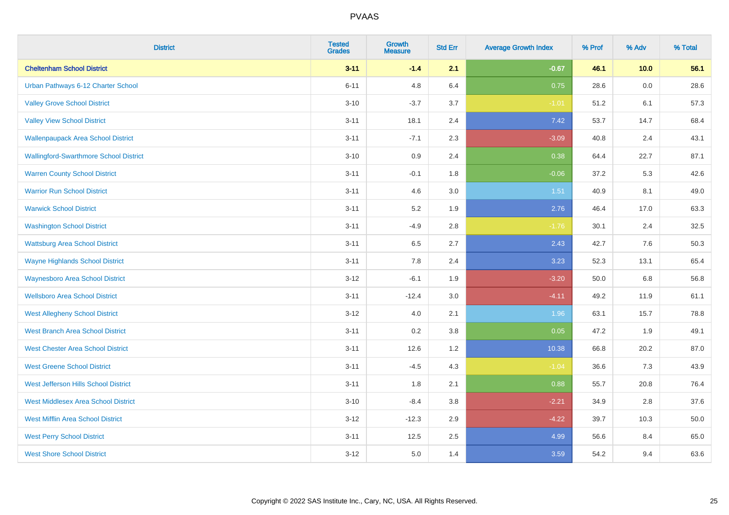# PVAAS

| District | Tested Grades | Growth Measure | Std Err | Average Growth Index | % Prof | % Adv | % Total |
|---|---|---|---|---|---|---|---|
| **Cheltenham School District** | **3-11** | **-1.4** | **2.1** | **-0.67** | **46.1** | **10.0** | **56.1** |
| Urban Pathways 6-12 Charter School | 6-11 | 4.8 | 6.4 | 0.75 | 28.6 | 0.0 | 28.6 |
| Valley Grove School District | 3-10 | -3.7 | 3.7 | -1.01 | 51.2 | 6.1 | 57.3 |
| Valley View School District | 3-11 | 18.1 | 2.4 | 7.42 | 53.7 | 14.7 | 68.4 |
| Wallenpaupack Area School District | 3-11 | -7.1 | 2.3 | -3.09 | 40.8 | 2.4 | 43.1 |
| Wallingford-Swarthmore School District | 3-10 | 0.9 | 2.4 | 0.38 | 64.4 | 22.7 | 87.1 |
| Warren County School District | 3-11 | -0.1 | 1.8 | -0.06 | 37.2 | 5.3 | 42.6 |
| Warrior Run School District | 3-11 | 4.6 | 3.0 | 1.51 | 40.9 | 8.1 | 49.0 |
| Warwick School District | 3-11 | 5.2 | 1.9 | 2.76 | 46.4 | 17.0 | 63.3 |
| Washington School District | 3-11 | -4.9 | 2.8 | -1.76 | 30.1 | 2.4 | 32.5 |
| Wattsburg Area School District | 3-11 | 6.5 | 2.7 | 2.43 | 42.7 | 7.6 | 50.3 |
| Wayne Highlands School District | 3-11 | 7.8 | 2.4 | 3.23 | 52.3 | 13.1 | 65.4 |
| Waynesboro Area School District | 3-12 | -6.1 | 1.9 | -3.20 | 50.0 | 6.8 | 56.8 |
| Wellsboro Area School District | 3-11 | -12.4 | 3.0 | -4.11 | 49.2 | 11.9 | 61.1 |
| West Allegheny School District | 3-12 | 4.0 | 2.1 | 1.96 | 63.1 | 15.7 | 78.8 |
| West Branch Area School District | 3-11 | 0.2 | 3.8 | 0.05 | 47.2 | 1.9 | 49.1 |
| West Chester Area School District | 3-11 | 12.6 | 1.2 | 10.38 | 66.8 | 20.2 | 87.0 |
| West Greene School District | 3-11 | -4.5 | 4.3 | -1.04 | 36.6 | 7.3 | 43.9 |
| West Jefferson Hills School District | 3-11 | 1.8 | 2.1 | 0.88 | 55.7 | 20.8 | 76.4 |
| West Middlesex Area School District | 3-10 | -8.4 | 3.8 | -2.21 | 34.9 | 2.8 | 37.6 |
| West Mifflin Area School District | 3-12 | -12.3 | 2.9 | -4.22 | 39.7 | 10.3 | 50.0 |
| West Perry School District | 3-11 | 12.5 | 2.5 | 4.99 | 56.6 | 8.4 | 65.0 |
| West Shore School District | 3-12 | 5.0 | 1.4 | 3.59 | 54.2 | 9.4 | 63.6 |

Copyright © 2022 SAS Institute Inc., Cary, NC, USA. All Rights Reserved.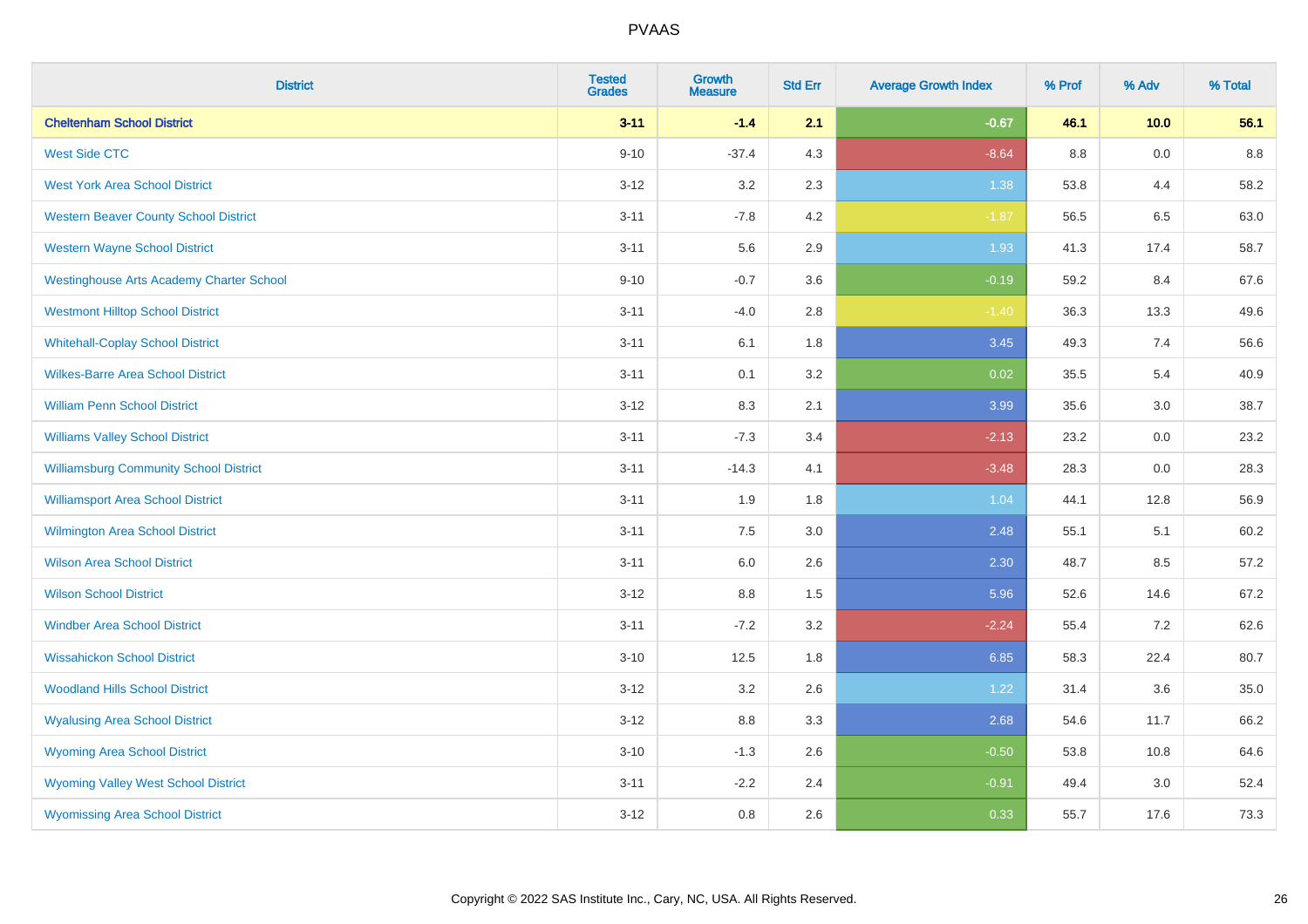# PVAAS

| District | Tested Grades | Growth Measure | Std Err | Average Growth Index | % Prof | % Adv | % Total |
|---|---|---|---|---|---|---|---|
| **Cheltenham School District** | **3-11** | **-1.4** | **2.1** | **-0.67** | **46.1** | **10.0** | **56.1** |
| West Side CTC | 9-10 | -37.4 | 4.3 | -8.64 | 8.8 | 0.0 | 8.8 |
| West York Area School District | 3-12 | 3.2 | 2.3 | 1.38 | 53.8 | 4.4 | 58.2 |
| Western Beaver County School District | 3-11 | -7.8 | 4.2 | -1.87 | 56.5 | 6.5 | 63.0 |
| Western Wayne School District | 3-11 | 5.6 | 2.9 | 1.93 | 41.3 | 17.4 | 58.7 |
| Westinghouse Arts Academy Charter School | 9-10 | -0.7 | 3.6 | -0.19 | 59.2 | 8.4 | 67.6 |
| Westmont Hilltop School District | 3-11 | -4.0 | 2.8 | -1.40 | 36.3 | 13.3 | 49.6 |
| Whitehall-Coplay School District | 3-11 | 6.1 | 1.8 | 3.45 | 49.3 | 7.4 | 56.6 |
| Wilkes-Barre Area School District | 3-11 | 0.1 | 3.2 | 0.02 | 35.5 | 5.4 | 40.9 |
| William Penn School District | 3-12 | 8.3 | 2.1 | 3.99 | 35.6 | 3.0 | 38.7 |
| Williams Valley School District | 3-11 | -7.3 | 3.4 | -2.13 | 23.2 | 0.0 | 23.2 |
| Williamsburg Community School District | 3-11 | -14.3 | 4.1 | -3.48 | 28.3 | 0.0 | 28.3 |
| Williamsport Area School District | 3-11 | 1.9 | 1.8 | 1.04 | 44.1 | 12.8 | 56.9 |
| Wilmington Area School District | 3-11 | 7.5 | 3.0 | 2.48 | 55.1 | 5.1 | 60.2 |
| Wilson Area School District | 3-11 | 6.0 | 2.6 | 2.30 | 48.7 | 8.5 | 57.2 |
| Wilson School District | 3-12 | 8.8 | 1.5 | 5.96 | 52.6 | 14.6 | 67.2 |
| Windber Area School District | 3-11 | -7.2 | 3.2 | -2.24 | 55.4 | 7.2 | 62.6 |
| Wissahickon School District | 3-10 | 12.5 | 1.8 | 6.85 | 58.3 | 22.4 | 80.7 |
| Woodland Hills School District | 3-12 | 3.2 | 2.6 | 1.22 | 31.4 | 3.6 | 35.0 |
| Wyalusing Area School District | 3-12 | 8.8 | 3.3 | 2.68 | 54.6 | 11.7 | 66.2 |
| Wyoming Area School District | 3-10 | -1.3 | 2.6 | -0.50 | 53.8 | 10.8 | 64.6 |
| Wyoming Valley West School District | 3-11 | -2.2 | 2.4 | -0.91 | 49.4 | 3.0 | 52.4 |
| Wyomissing Area School District | 3-12 | 0.8 | 2.6 | 0.33 | 55.7 | 17.6 | 73.3 |

Copyright © 2022 SAS Institute Inc., Cary, NC, USA. All Rights Reserved.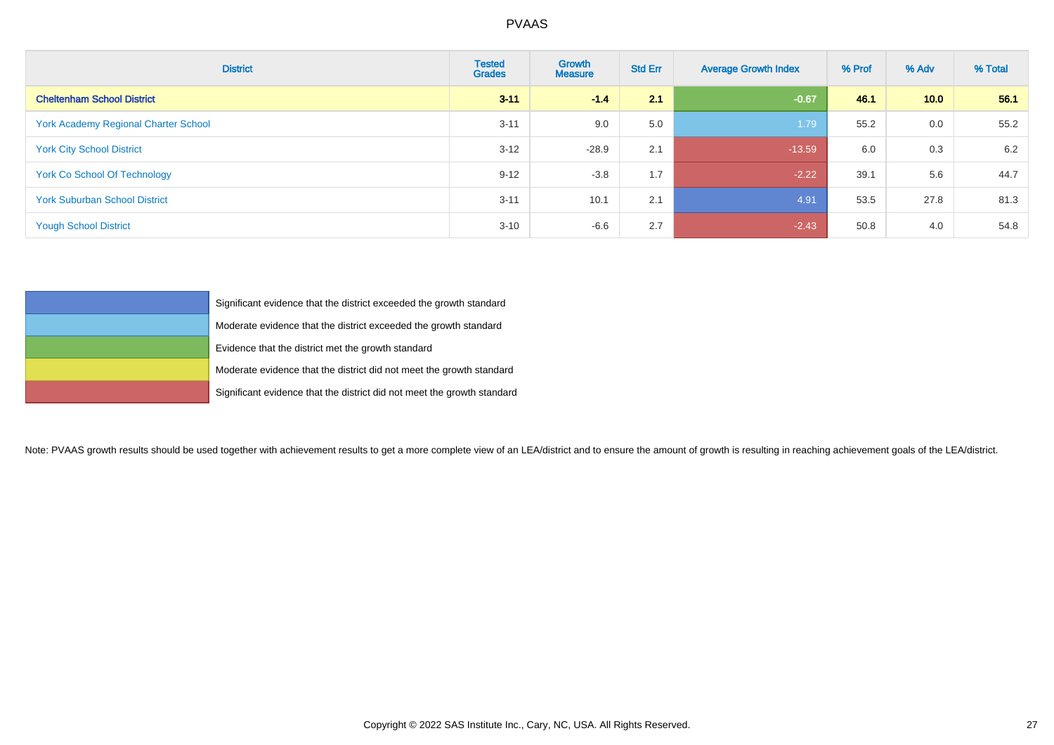# PVAAS

| District | Tested Grades | Growth Measure | Std Err | Average Growth Index | % Prof | % Adv | % Total |
|---|---|---|---|---|---|---|---|
| **Cheltenham School District** | **3-11** | **-1.4** | **2.1** | **-0.67** | **46.1** | **10.0** | **56.1** |
| York Academy Regional Charter School | 3-11 | 9.0 | 5.0 | 1.79 | 55.2 | 0.0 | 55.2 |
| York City School District | 3-12 | -28.9 | 2.1 | -13.59 | 6.0 | 0.3 | 6.2 |
| York Co School Of Technology | 9-12 | -3.8 | 1.7 | -2.22 | 39.1 | 5.6 | 44.7 |
| York Suburban School District | 3-11 | 10.1 | 2.1 | 4.91 | 53.5 | 27.8 | 81.3 |
| Yough School District | 3-10 | -6.6 | 2.7 | -2.43 | 50.8 | 4.0 | 54.8 |

Significant evidence that the district exceeded the growth standard

Moderate evidence that the district exceeded the growth standard

Evidence that the district met the growth standard

Moderate evidence that the district did not meet the growth standard

Significant evidence that the district did not meet the growth standard

Note: PVAAS growth results should be used together with achievement results to get a more complete view of an LEA/district and to ensure the amount of growth is resulting in reaching achievement goals of the LEA/district.

Copyright © 2022 SAS Institute Inc., Cary, NC, USA. All Rights Reserved.